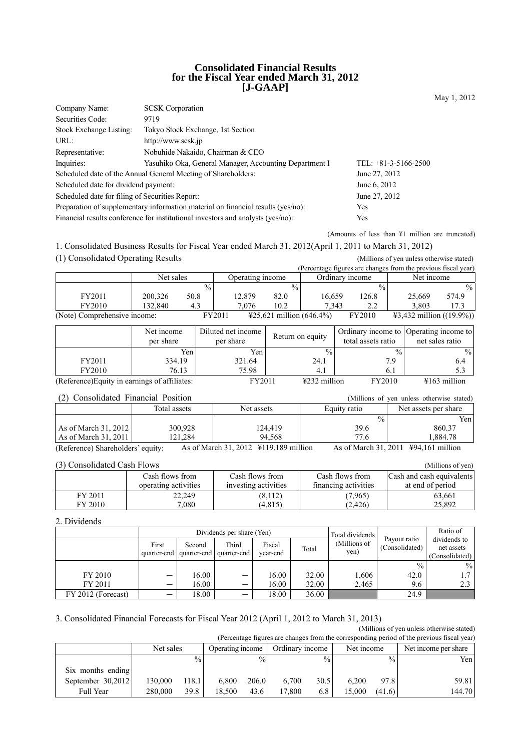# Consolidated Financial Results for the Fiscal Year ended March 31, 2012 [J-GAAP]

May 1, 2012

| | | |
|---|---|---|
| Company Name: | SCSK Corporation | |
| Securities Code: | 9719 | |
| Stock Exchange Listing: | Tokyo Stock Exchange, 1st Section | |
| URL: | http://www.scsk.jp | |
| Representative: | Nobuhide Nakaido, Chairman & CEO | |
| Inquiries: | Yasuhiko Oka, General Manager, Accounting Department I | TEL: +81-3-5166-2500 |
| Scheduled date of the Annual General Meeting of Shareholders: | | June 27, 2012 |
| Scheduled date for dividend payment: | | June 6, 2012 |
| Scheduled date for filing of Securities Report: | | June 27, 2012 |
| Preparation of supplementary information material on financial results (yes/no): | | Yes |
| Financial results conference for institutional investors and analysts (yes/no): | | Yes |

(Amounts of less than ¥1 million are truncated)

## 1. Consolidated Business Results for Fiscal Year ended March 31, 2012(April 1, 2011 to March 31, 2012)

### (1) Consolidated Operating Results

(Millions of yen unless otherwise stated)

(Percentage figures are changes from the previous fiscal year)

| | Net sales | | Operating income | | Ordinary income | | Net income | |
|---|---|---|---|---|---|---|---|---|
| | | % | | % | | % | | % |
| FY2011 | 200,326 | 50.8 | 12,879 | 82.0 | 16,659 | 126.8 | 25,669 | 574.9 |
| FY2010 | 132,840 | 4.3 | 7,076 | 10.2 | 7,343 | 2.2 | 3,803 | 17.3 |

(Note) Comprehensive income: FY2011 ¥25,621 million (646.4%) FY2010 ¥3,432 million ((19.9%))

| | Net income per share | Diluted net income per share | Return on equity | Ordinary income to total assets ratio | Operating income to net sales ratio |
|---|---|---|---|---|---|
| | Yen | Yen | % | % | % |
| FY2011 | 334.19 | 321.64 | 24.1 | 7.9 | 6.4 |
| FY2010 | 76.13 | 75.98 | 4.1 | 6.1 | 5.3 |

(Reference)Equity in earnings of affiliates: FY2011 ¥232 million FY2010 ¥163 million

### (2) Consolidated Financial Position

(Millions of yen unless otherwise stated)

| | Total assets | Net assets | Equity ratio | Net assets per share |
|---|---|---|---|---|
| | | | % | Yen |
| As of March 31, 2012 | 300,928 | 124,419 | 39.6 | 860.37 |
| As of March 31, 2011 | 121,284 | 94,568 | 77.6 | 1,884.78 |

(Reference) Shareholders' equity: As of March 31, 2012 ¥119,189 million As of March 31, 2011 ¥94,161 million

### (3) Consolidated Cash Flows

(Millions of yen)

| | Cash flows from operating activities | Cash flows from investing activities | Cash flows from financing activities | Cash and cash equivalents at end of period |
|---|---|---|---|---|
| FY 2011 | 22,249 | (8,112) | (7,965) | 63,661 |
| FY 2010 | 7,080 | (4,815) | (2,426) | 25,892 |

## 2. Dividends

| | Dividends per share (Yen) | | | | | Total dividends (Millions of yen) | Payout ratio (Consolidated) | Ratio of dividends to net assets (Consolidated) |
|---|---|---|---|---|---|---|---|---|
| | First quarter-end | Second quarter-end | Third quarter-end | Fiscal year-end | Total | | | |
| | | | | | | | % | % |
| FY 2010 | ― | 16.00 | ― | 16.00 | 32.00 | 1,606 | 42.0 | 1.7 |
| FY 2011 | ― | 16.00 | ― | 16.00 | 32.00 | 2,465 | 9.6 | 2.3 |
| FY 2012 (Forecast) | ― | 18.00 | ― | 18.00 | 36.00 | | 24.9 | |

## 3. Consolidated Financial Forecasts for Fiscal Year 2012 (April 1, 2012 to March 31, 2013)

(Millions of yen unless otherwise stated)

(Percentage figures are changes from the corresponding period of the previous fiscal year)

| | Net sales | | Operating income | | Ordinary income | | Net income | | Net income per share |
|---|---|---|---|---|---|---|---|---|---|
| | | % | | % | | % | | % | Yen |
| Six months ending September 30,2012 | 130,000 | 118.1 | 6,800 | 206.0 | 6,700 | 30.5 | 6,200 | 97.8 | 59.81 |
| Full Year | 280,000 | 39.8 | 18,500 | 43.6 | 17,800 | 6.8 | 15,000 | (41.6) | 144.70 |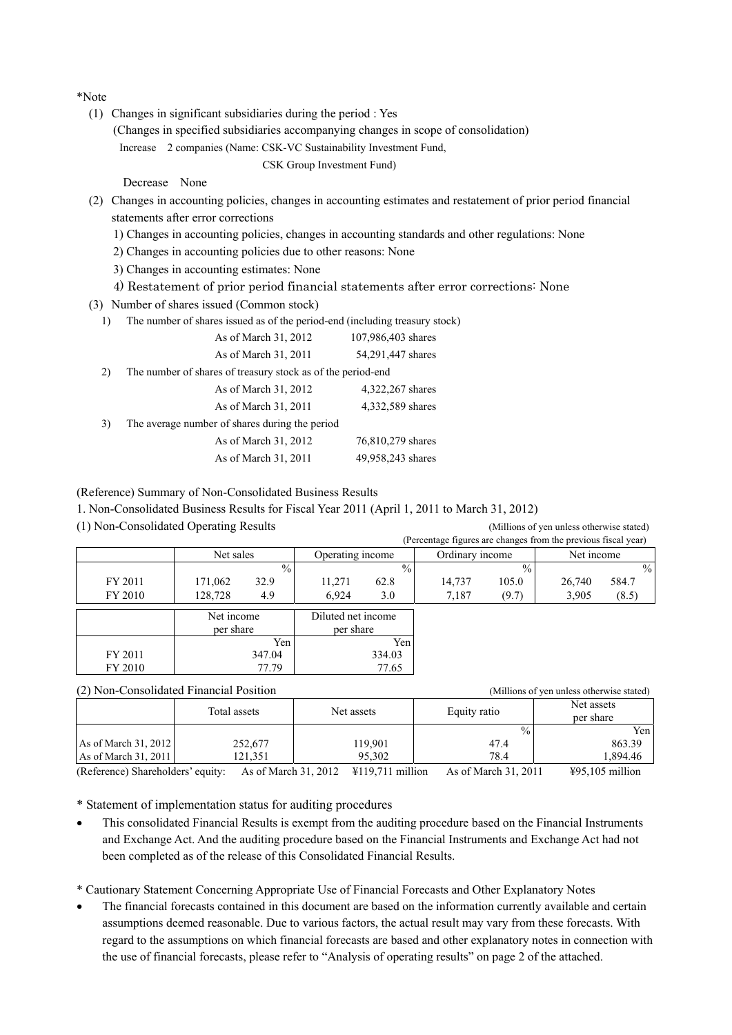*Note

(1) Changes in significant subsidiaries during the period : Yes
(Changes in specified subsidiaries accompanying changes in scope of consolidation)
Increase 2 companies (Name: CSK-VC Sustainability Investment Fund, CSK Group Investment Fund)
Decrease None

(2) Changes in accounting policies, changes in accounting estimates and restatement of prior period financial statements after error corrections
1) Changes in accounting policies, changes in accounting standards and other regulations: None
2) Changes in accounting policies due to other reasons: None
3) Changes in accounting estimates: None
4) Restatement of prior period financial statements after error corrections: None

(3) Number of shares issued (Common stock)
1) The number of shares issued as of the period-end (including treasury stock)

| | |
|---|---|
| As of March 31, 2012 | 107,986,403 shares |
| As of March 31, 2011 | 54,291,447 shares |

2) The number of shares of treasury stock as of the period-end

| | |
|---|---|
| As of March 31, 2012 | 4,322,267 shares |
| As of March 31, 2011 | 4,332,589 shares |

3) The average number of shares during the period

| | |
|---|---|
| As of March 31, 2012 | 76,810,279 shares |
| As of March 31, 2011 | 49,958,243 shares |

(Reference) Summary of Non-Consolidated Business Results

1. Non-Consolidated Business Results for Fiscal Year 2011 (April 1, 2011 to March 31, 2012)

(1) Non-Consolidated Operating Results (Millions of yen unless otherwise stated)

(Percentage figures are changes from the previous fiscal year)

| | Net sales | | Operating income | | Ordinary income | | Net income | |
|---|---|---|---|---|---|---|---|---|
| | | % | | % | | % | | % |
| FY 2011 | 171,062 | 32.9 | 11,271 | 62.8 | 14,737 | 105.0 | 26,740 | 584.7 |
| FY 2010 | 128,728 | 4.9 | 6,924 | 3.0 | 7,187 | (9.7) | 3,905 | (8.5) |

| | Net income per share | Diluted net income per share |
|---|---|---|
| | Yen | Yen |
| FY 2011 | 347.04 | 334.03 |
| FY 2010 | 77.79 | 77.65 |

(2) Non-Consolidated Financial Position (Millions of yen unless otherwise stated)

| | Total assets | Net assets | Equity ratio | Net assets per share |
|---|---|---|---|---|
| | | | % | Yen |
| As of March 31, 2012 | 252,677 | 119,901 | 47.4 | 863.39 |
| As of March 31, 2011 | 121,351 | 95,302 | 78.4 | 1,894.46 |

(Reference) Shareholders' equity: As of March 31, 2012 ¥119,711 million As of March 31, 2011 ¥95,105 million

\* Statement of implementation status for auditing procedures

- This consolidated Financial Results is exempt from the auditing procedure based on the Financial Instruments and Exchange Act. And the auditing procedure based on the Financial Instruments and Exchange Act had not been completed as of the release of this Consolidated Financial Results.

\* Cautionary Statement Concerning Appropriate Use of Financial Forecasts and Other Explanatory Notes

- The financial forecasts contained in this document are based on the information currently available and certain assumptions deemed reasonable. Due to various factors, the actual result may vary from these forecasts. With regard to the assumptions on which financial forecasts are based and other explanatory notes in connection with the use of financial forecasts, please refer to "Analysis of operating results" on page 2 of the attached.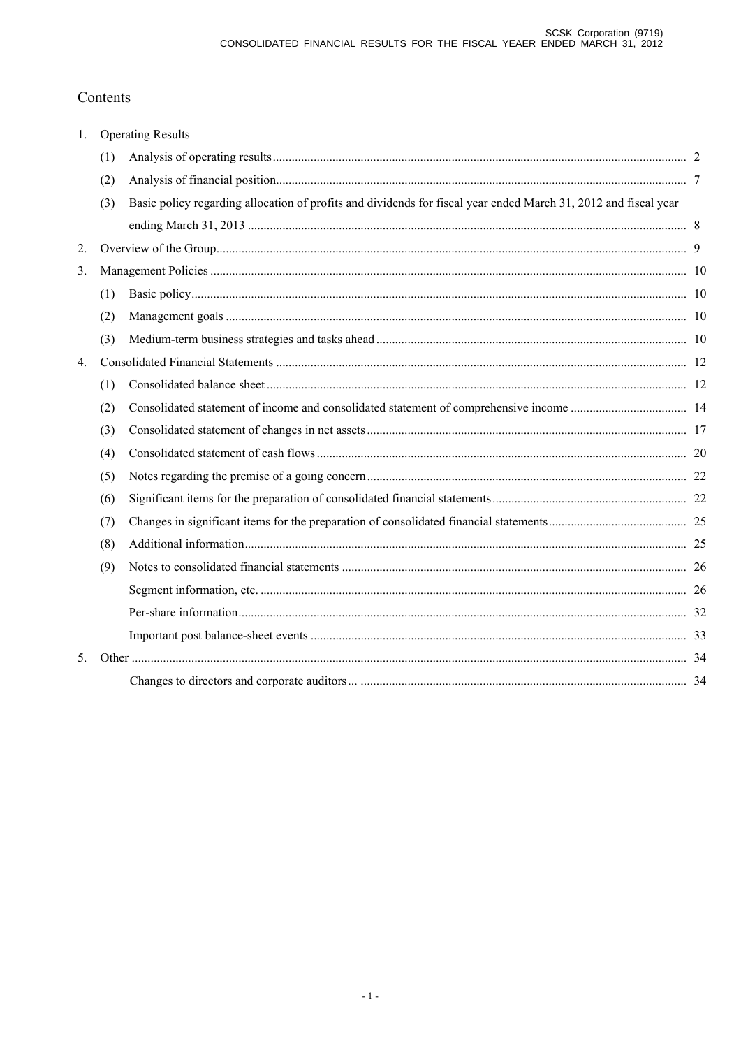# Contents

1. Operating Results
   - (1) Analysis of operating results ........ 2
   - (2) Analysis of financial position ........ 7
   - (3) Basic policy regarding allocation of profits and dividends for fiscal year ended March 31, 2012 and fiscal year ending March 31, 2013 ........ 8
2. Overview of the Group ........ 9
3. Management Policies ........ 10
   - (1) Basic policy ........ 10
   - (2) Management goals ........ 10
   - (3) Medium-term business strategies and tasks ahead ........ 10
4. Consolidated Financial Statements ........ 12
   - (1) Consolidated balance sheet ........ 12
   - (2) Consolidated statement of income and consolidated statement of comprehensive income ........ 14
   - (3) Consolidated statement of changes in net assets ........ 17
   - (4) Consolidated statement of cash flows ........ 20
   - (5) Notes regarding the premise of a going concern ........ 22
   - (6) Significant items for the preparation of consolidated financial statements ........ 22
   - (7) Changes in significant items for the preparation of consolidated financial statements ........ 25
   - (8) Additional information ........ 25
   - (9) Notes to consolidated financial statements ........ 26
     - Segment information, etc. ........ 26
     - Per-share information ........ 32
     - Important post balance-sheet events ........ 33
5. Other ........ 34
   - Changes to directors and corporate auditors ........ 34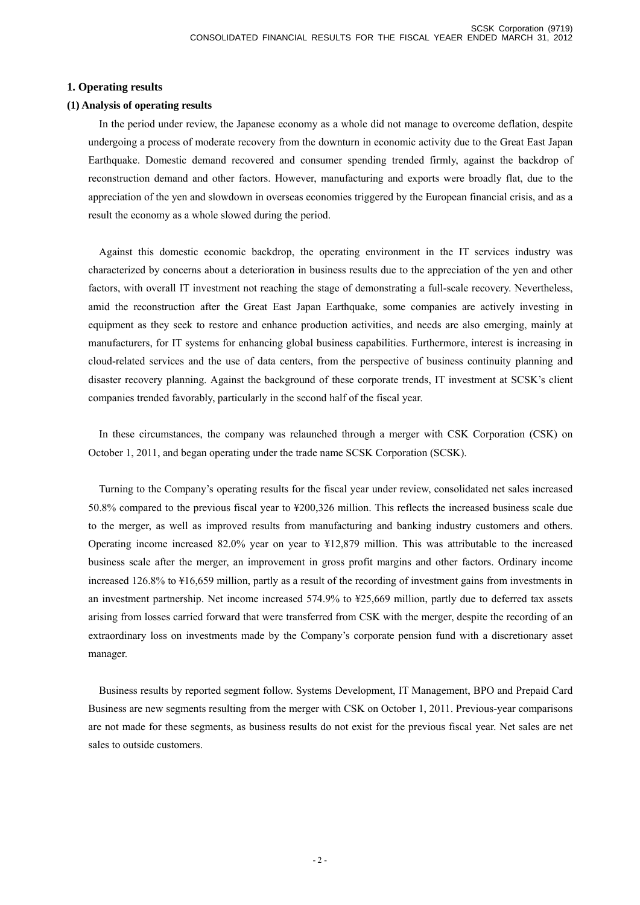## 1. Operating results

### (1) Analysis of operating results

In the period under review, the Japanese economy as a whole did not manage to overcome deflation, despite undergoing a process of moderate recovery from the downturn in economic activity due to the Great East Japan Earthquake. Domestic demand recovered and consumer spending trended firmly, against the backdrop of reconstruction demand and other factors. However, manufacturing and exports were broadly flat, due to the appreciation of the yen and slowdown in overseas economies triggered by the European financial crisis, and as a result the economy as a whole slowed during the period.

Against this domestic economic backdrop, the operating environment in the IT services industry was characterized by concerns about a deterioration in business results due to the appreciation of the yen and other factors, with overall IT investment not reaching the stage of demonstrating a full-scale recovery. Nevertheless, amid the reconstruction after the Great East Japan Earthquake, some companies are actively investing in equipment as they seek to restore and enhance production activities, and needs are also emerging, mainly at manufacturers, for IT systems for enhancing global business capabilities. Furthermore, interest is increasing in cloud-related services and the use of data centers, from the perspective of business continuity planning and disaster recovery planning. Against the background of these corporate trends, IT investment at SCSK's client companies trended favorably, particularly in the second half of the fiscal year.

In these circumstances, the company was relaunched through a merger with CSK Corporation (CSK) on October 1, 2011, and began operating under the trade name SCSK Corporation (SCSK).

Turning to the Company's operating results for the fiscal year under review, consolidated net sales increased 50.8% compared to the previous fiscal year to ¥200,326 million. This reflects the increased business scale due to the merger, as well as improved results from manufacturing and banking industry customers and others. Operating income increased 82.0% year on year to ¥12,879 million. This was attributable to the increased business scale after the merger, an improvement in gross profit margins and other factors. Ordinary income increased 126.8% to ¥16,659 million, partly as a result of the recording of investment gains from investments in an investment partnership. Net income increased 574.9% to ¥25,669 million, partly due to deferred tax assets arising from losses carried forward that were transferred from CSK with the merger, despite the recording of an extraordinary loss on investments made by the Company's corporate pension fund with a discretionary asset manager.

Business results by reported segment follow. Systems Development, IT Management, BPO and Prepaid Card Business are new segments resulting from the merger with CSK on October 1, 2011. Previous-year comparisons are not made for these segments, as business results do not exist for the previous fiscal year. Net sales are net sales to outside customers.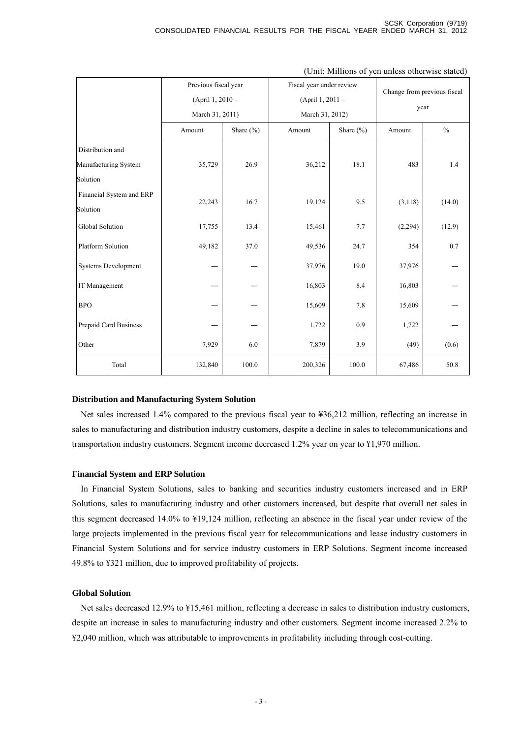(Unit: Millions of yen unless otherwise stated)

| | Previous fiscal year (April 1, 2010 – March 31, 2011) | | Fiscal year under review (April 1, 2011 – March 31, 2012) | | Change from previous fiscal year | |
|---|---|---|---|---|---|---|
| | Amount | Share (%) | Amount | Share (%) | Amount | % |
| Distribution and Manufacturing System Solution | 35,729 | 26.9 | 36,212 | 18.1 | 483 | 1.4 |
| Financial System and ERP Solution | 22,243 | 16.7 | 19,124 | 9.5 | (3,118) | (14.0) |
| Global Solution | 17,755 | 13.4 | 15,461 | 7.7 | (2,294) | (12.9) |
| Platform Solution | 49,182 | 37.0 | 49,536 | 24.7 | 354 | 0.7 |
| Systems Development | — | — | 37,976 | 19.0 | 37,976 | — |
| IT Management | — | — | 16,803 | 8.4 | 16,803 | — |
| BPO | — | — | 15,609 | 7.8 | 15,609 | — |
| Prepaid Card Business | — | — | 1,722 | 0.9 | 1,722 | — |
| Other | 7,929 | 6.0 | 7,879 | 3.9 | (49) | (0.6) |
| Total | 132,840 | 100.0 | 200,326 | 100.0 | 67,486 | 50.8 |

**Distribution and Manufacturing System Solution**

Net sales increased 1.4% compared to the previous fiscal year to ¥36,212 million, reflecting an increase in sales to manufacturing and distribution industry customers, despite a decline in sales to telecommunications and transportation industry customers. Segment income decreased 1.2% year on year to ¥1,970 million.

**Financial System and ERP Solution**

In Financial System Solutions, sales to banking and securities industry customers increased and in ERP Solutions, sales to manufacturing industry and other customers increased, but despite that overall net sales in this segment decreased 14.0% to ¥19,124 million, reflecting an absence in the fiscal year under review of the large projects implemented in the previous fiscal year for telecommunications and lease industry customers in Financial System Solutions and for service industry customers in ERP Solutions. Segment income increased 49.8% to ¥321 million, due to improved profitability of projects.

**Global Solution**

Net sales decreased 12.9% to ¥15,461 million, reflecting a decrease in sales to distribution industry customers, despite an increase in sales to manufacturing industry and other customers. Segment income increased 2.2% to ¥2,040 million, which was attributable to improvements in profitability including through cost-cutting.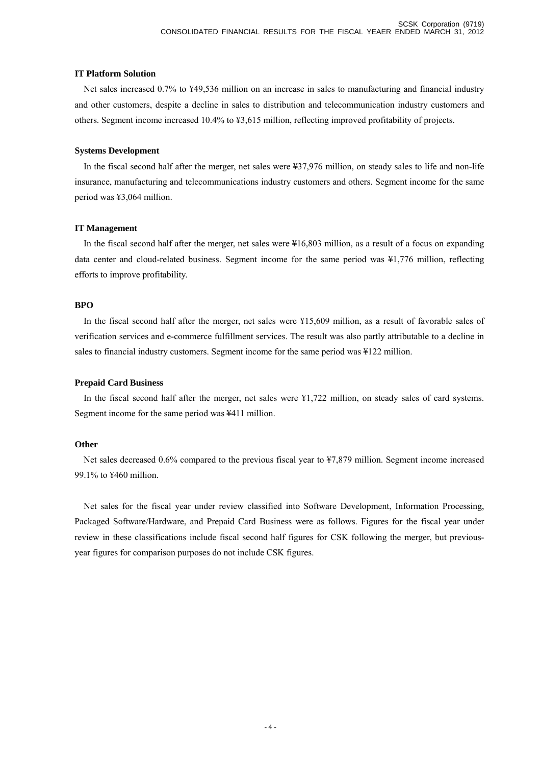**IT Platform Solution**

Net sales increased 0.7% to ¥49,536 million on an increase in sales to manufacturing and financial industry and other customers, despite a decline in sales to distribution and telecommunication industry customers and others. Segment income increased 10.4% to ¥3,615 million, reflecting improved profitability of projects.

**Systems Development**

In the fiscal second half after the merger, net sales were ¥37,976 million, on steady sales to life and non-life insurance, manufacturing and telecommunications industry customers and others. Segment income for the same period was ¥3,064 million.

**IT Management**

In the fiscal second half after the merger, net sales were ¥16,803 million, as a result of a focus on expanding data center and cloud-related business. Segment income for the same period was ¥1,776 million, reflecting efforts to improve profitability.

**BPO**

In the fiscal second half after the merger, net sales were ¥15,609 million, as a result of favorable sales of verification services and e-commerce fulfillment services. The result was also partly attributable to a decline in sales to financial industry customers. Segment income for the same period was ¥122 million.

**Prepaid Card Business**

In the fiscal second half after the merger, net sales were ¥1,722 million, on steady sales of card systems. Segment income for the same period was ¥411 million.

**Other**

Net sales decreased 0.6% compared to the previous fiscal year to ¥7,879 million. Segment income increased 99.1% to ¥460 million.

Net sales for the fiscal year under review classified into Software Development, Information Processing, Packaged Software/Hardware, and Prepaid Card Business were as follows. Figures for the fiscal year under review in these classifications include fiscal second half figures for CSK following the merger, but previous-year figures for comparison purposes do not include CSK figures.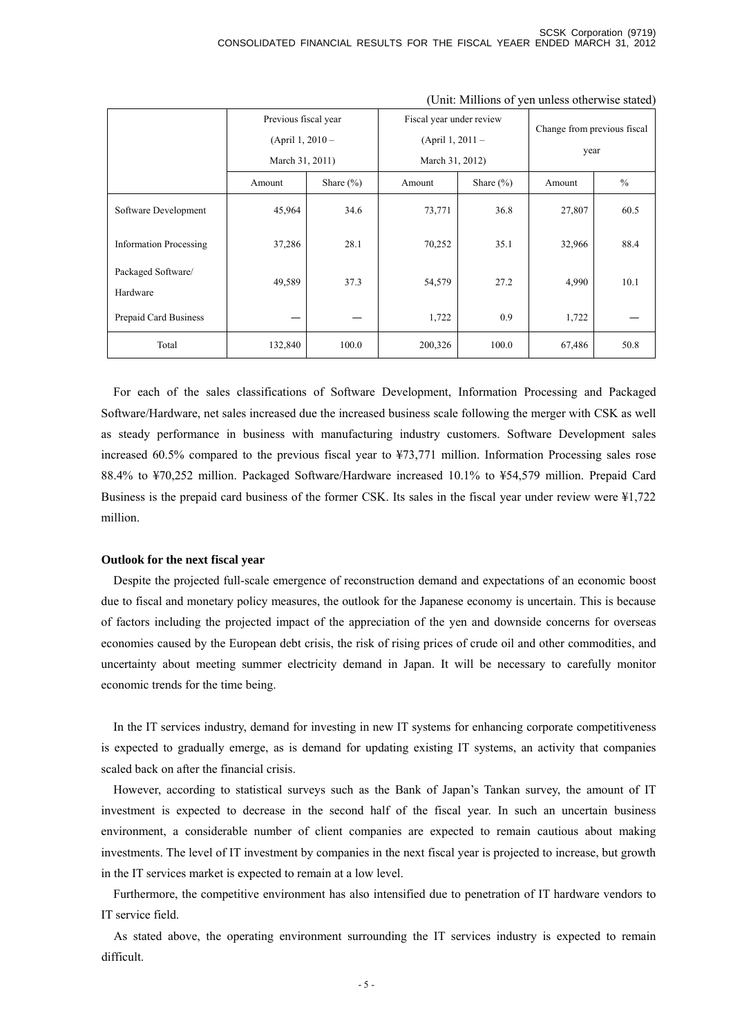(Unit: Millions of yen unless otherwise stated)

| | Previous fiscal year (April 1, 2010 – March 31, 2011) | | Fiscal year under review (April 1, 2011 – March 31, 2012) | | Change from previous fiscal year | |
|---|---|---|---|---|---|---|
| | Amount | Share (%) | Amount | Share (%) | Amount | % |
| Software Development | 45,964 | 34.6 | 73,771 | 36.8 | 27,807 | 60.5 |
| Information Processing | 37,286 | 28.1 | 70,252 | 35.1 | 32,966 | 88.4 |
| Packaged Software/ Hardware | 49,589 | 37.3 | 54,579 | 27.2 | 4,990 | 10.1 |
| Prepaid Card Business | — | — | 1,722 | 0.9 | 1,722 | — |
| Total | 132,840 | 100.0 | 200,326 | 100.0 | 67,486 | 50.8 |

For each of the sales classifications of Software Development, Information Processing and Packaged Software/Hardware, net sales increased due the increased business scale following the merger with CSK as well as steady performance in business with manufacturing industry customers. Software Development sales increased 60.5% compared to the previous fiscal year to ¥73,771 million. Information Processing sales rose 88.4% to ¥70,252 million. Packaged Software/Hardware increased 10.1% to ¥54,579 million. Prepaid Card Business is the prepaid card business of the former CSK. Its sales in the fiscal year under review were ¥1,722 million.

**Outlook for the next fiscal year**

Despite the projected full-scale emergence of reconstruction demand and expectations of an economic boost due to fiscal and monetary policy measures, the outlook for the Japanese economy is uncertain. This is because of factors including the projected impact of the appreciation of the yen and downside concerns for overseas economies caused by the European debt crisis, the risk of rising prices of crude oil and other commodities, and uncertainty about meeting summer electricity demand in Japan. It will be necessary to carefully monitor economic trends for the time being.

In the IT services industry, demand for investing in new IT systems for enhancing corporate competitiveness is expected to gradually emerge, as is demand for updating existing IT systems, an activity that companies scaled back on after the financial crisis.

However, according to statistical surveys such as the Bank of Japan's Tankan survey, the amount of IT investment is expected to decrease in the second half of the fiscal year. In such an uncertain business environment, a considerable number of client companies are expected to remain cautious about making investments. The level of IT investment by companies in the next fiscal year is projected to increase, but growth in the IT services market is expected to remain at a low level.

Furthermore, the competitive environment has also intensified due to penetration of IT hardware vendors to IT service field.

As stated above, the operating environment surrounding the IT services industry is expected to remain difficult.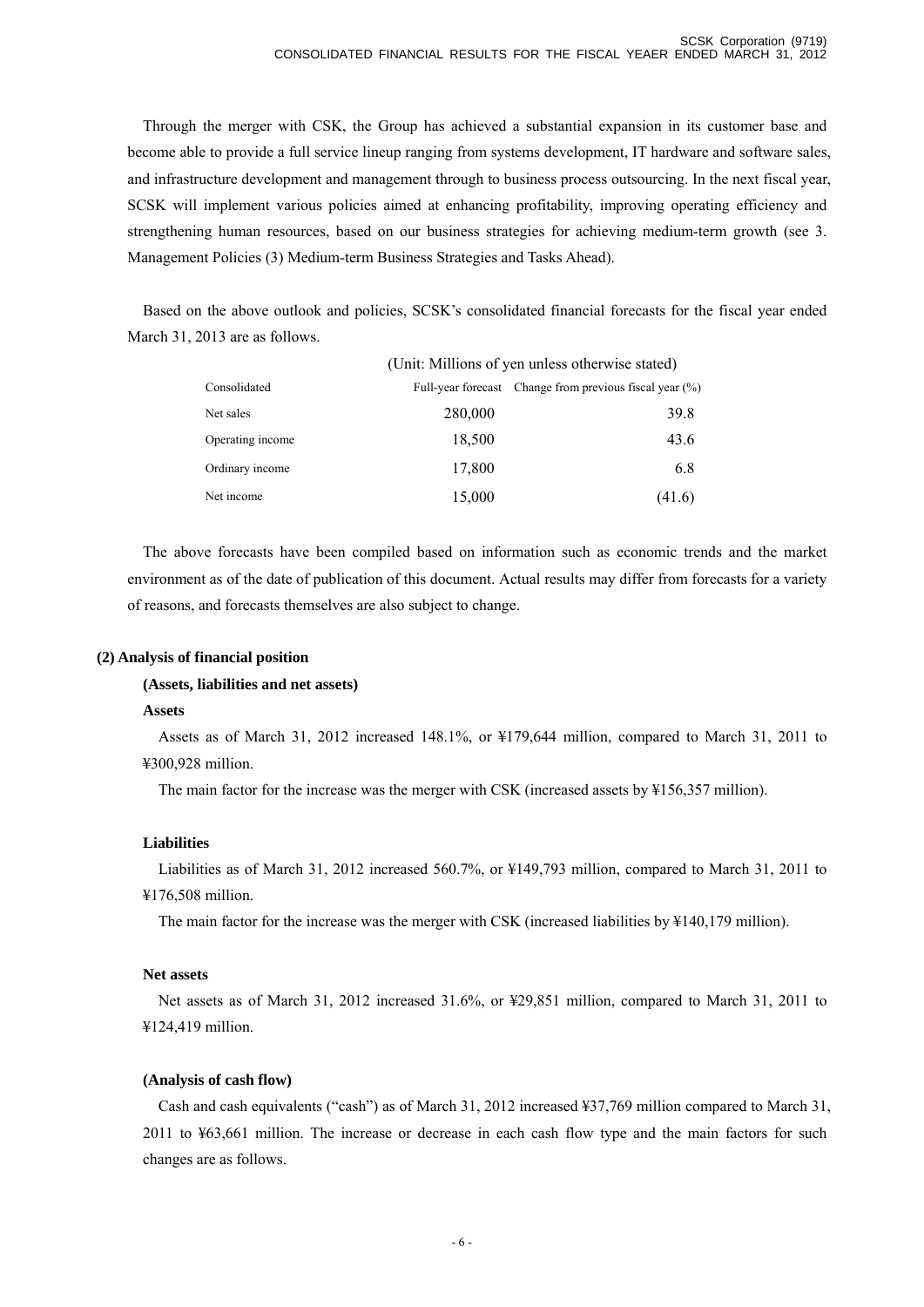Through the merger with CSK, the Group has achieved a substantial expansion in its customer base and become able to provide a full service lineup ranging from systems development, IT hardware and software sales, and infrastructure development and management through to business process outsourcing. In the next fiscal year, SCSK will implement various policies aimed at enhancing profitability, improving operating efficiency and strengthening human resources, based on our business strategies for achieving medium-term growth (see 3. Management Policies (3) Medium-term Business Strategies and Tasks Ahead).

Based on the above outlook and policies, SCSK's consolidated financial forecasts for the fiscal year ended March 31, 2013 are as follows.

(Unit: Millions of yen unless otherwise stated)

| Consolidated | Full-year forecast | Change from previous fiscal year (%) |
|---|---|---|
| Net sales | 280,000 | 39.8 |
| Operating income | 18,500 | 43.6 |
| Ordinary income | 17,800 | 6.8 |
| Net income | 15,000 | (41.6) |

The above forecasts have been compiled based on information such as economic trends and the market environment as of the date of publication of this document. Actual results may differ from forecasts for a variety of reasons, and forecasts themselves are also subject to change.

## (2) Analysis of financial position

### (Assets, liabilities and net assets)

**Assets**

Assets as of March 31, 2012 increased 148.1%, or ¥179,644 million, compared to March 31, 2011 to ¥300,928 million.

The main factor for the increase was the merger with CSK (increased assets by ¥156,357 million).

**Liabilities**

Liabilities as of March 31, 2012 increased 560.7%, or ¥149,793 million, compared to March 31, 2011 to ¥176,508 million.

The main factor for the increase was the merger with CSK (increased liabilities by ¥140,179 million).

**Net assets**

Net assets as of March 31, 2012 increased 31.6%, or ¥29,851 million, compared to March 31, 2011 to ¥124,419 million.

### (Analysis of cash flow)

Cash and cash equivalents ("cash") as of March 31, 2012 increased ¥37,769 million compared to March 31, 2011 to ¥63,661 million. The increase or decrease in each cash flow type and the main factors for such changes are as follows.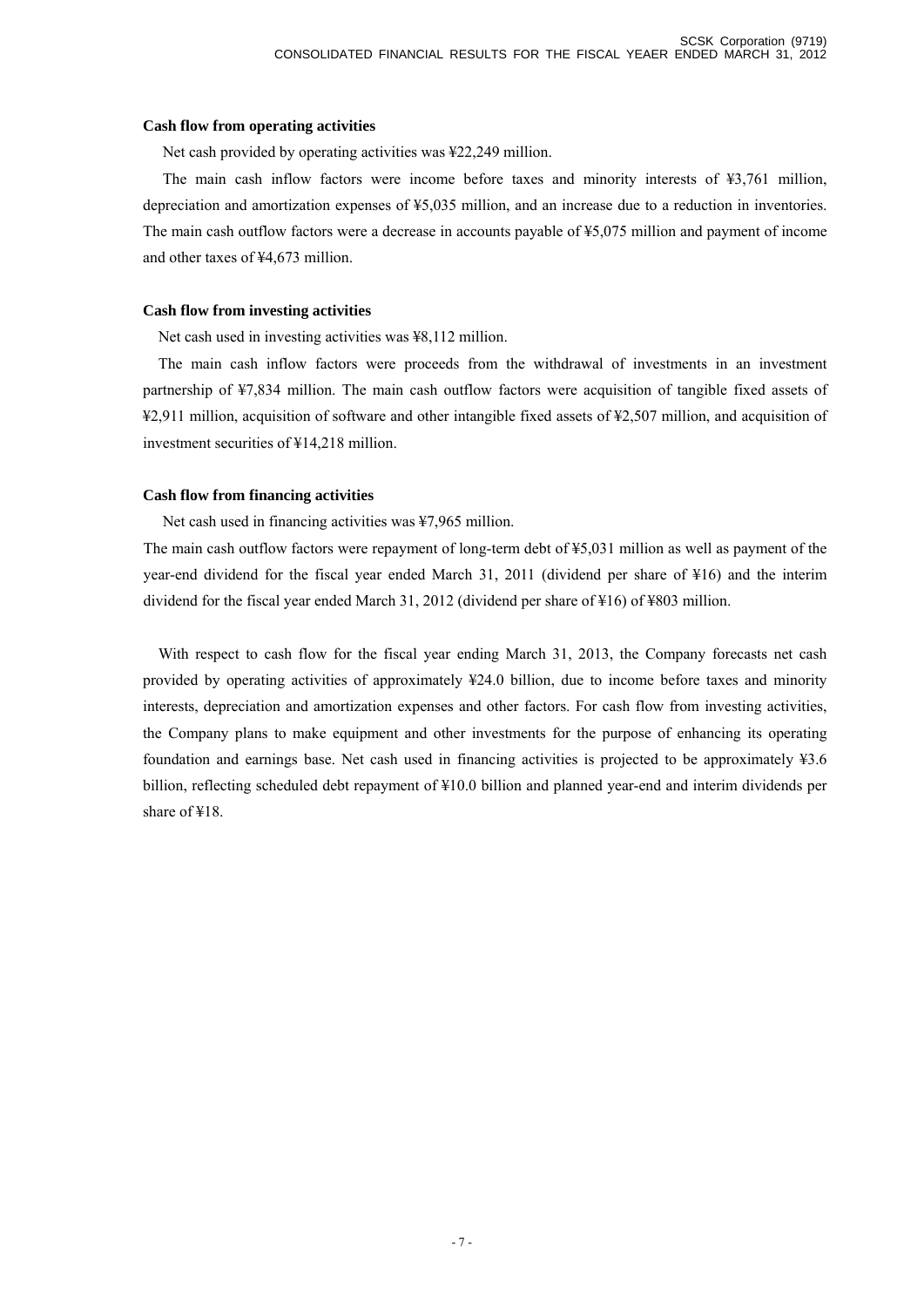**Cash flow from operating activities**

Net cash provided by operating activities was ¥22,249 million.

The main cash inflow factors were income before taxes and minority interests of ¥3,761 million, depreciation and amortization expenses of ¥5,035 million, and an increase due to a reduction in inventories. The main cash outflow factors were a decrease in accounts payable of ¥5,075 million and payment of income and other taxes of ¥4,673 million.

**Cash flow from investing activities**

Net cash used in investing activities was ¥8,112 million.

The main cash inflow factors were proceeds from the withdrawal of investments in an investment partnership of ¥7,834 million. The main cash outflow factors were acquisition of tangible fixed assets of ¥2,911 million, acquisition of software and other intangible fixed assets of ¥2,507 million, and acquisition of investment securities of ¥14,218 million.

**Cash flow from financing activities**

Net cash used in financing activities was ¥7,965 million.

The main cash outflow factors were repayment of long-term debt of ¥5,031 million as well as payment of the year-end dividend for the fiscal year ended March 31, 2011 (dividend per share of ¥16) and the interim dividend for the fiscal year ended March 31, 2012 (dividend per share of ¥16) of ¥803 million.

With respect to cash flow for the fiscal year ending March 31, 2013, the Company forecasts net cash provided by operating activities of approximately ¥24.0 billion, due to income before taxes and minority interests, depreciation and amortization expenses and other factors. For cash flow from investing activities, the Company plans to make equipment and other investments for the purpose of enhancing its operating foundation and earnings base. Net cash used in financing activities is projected to be approximately ¥3.6 billion, reflecting scheduled debt repayment of ¥10.0 billion and planned year-end and interim dividends per share of ¥18.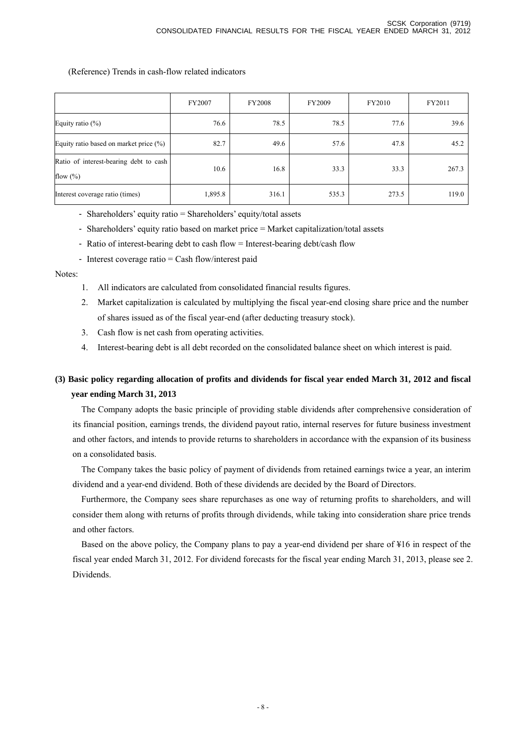(Reference) Trends in cash-flow related indicators

| | FY2007 | FY2008 | FY2009 | FY2010 | FY2011 |
|---|---|---|---|---|---|
| Equity ratio (%) | 76.6 | 78.5 | 78.5 | 77.6 | 39.6 |
| Equity ratio based on market price (%) | 82.7 | 49.6 | 57.6 | 47.8 | 45.2 |
| Ratio of interest-bearing debt to cash flow (%) | 10.6 | 16.8 | 33.3 | 33.3 | 267.3 |
| Interest coverage ratio (times) | 1,895.8 | 316.1 | 535.3 | 273.5 | 119.0 |

- Shareholders' equity ratio = Shareholders' equity/total assets
- Shareholders' equity ratio based on market price = Market capitalization/total assets
- Ratio of interest-bearing debt to cash flow = Interest-bearing debt/cash flow
- Interest coverage ratio = Cash flow/interest paid

Notes:

1. All indicators are calculated from consolidated financial results figures.
2. Market capitalization is calculated by multiplying the fiscal year-end closing share price and the number of shares issued as of the fiscal year-end (after deducting treasury stock).
3. Cash flow is net cash from operating activities.
4. Interest-bearing debt is all debt recorded on the consolidated balance sheet on which interest is paid.

### (3) Basic policy regarding allocation of profits and dividends for fiscal year ended March 31, 2012 and fiscal year ending March 31, 2013

The Company adopts the basic principle of providing stable dividends after comprehensive consideration of its financial position, earnings trends, the dividend payout ratio, internal reserves for future business investment and other factors, and intends to provide returns to shareholders in accordance with the expansion of its business on a consolidated basis.

The Company takes the basic policy of payment of dividends from retained earnings twice a year, an interim dividend and a year-end dividend. Both of these dividends are decided by the Board of Directors.

Furthermore, the Company sees share repurchases as one way of returning profits to shareholders, and will consider them along with returns of profits through dividends, while taking into consideration share price trends and other factors.

Based on the above policy, the Company plans to pay a year-end dividend per share of ¥16 in respect of the fiscal year ended March 31, 2012. For dividend forecasts for the fiscal year ending March 31, 2013, please see 2. Dividends.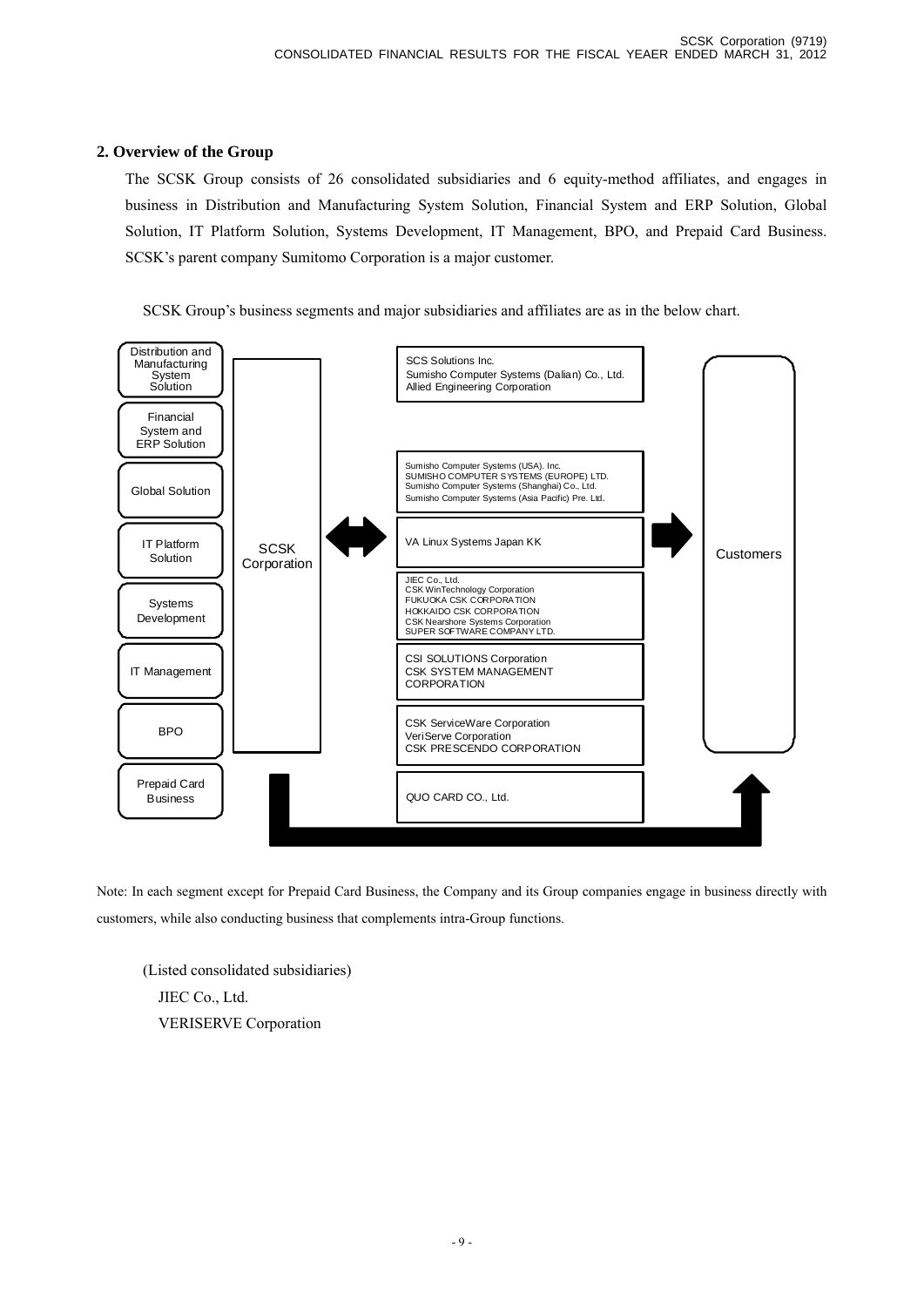## 2. Overview of the Group

The SCSK Group consists of 26 consolidated subsidiaries and 6 equity-method affiliates, and engages in business in Distribution and Manufacturing System Solution, Financial System and ERP Solution, Global Solution, IT Platform Solution, Systems Development, IT Management, BPO, and Prepaid Card Business. SCSK's parent company Sumitomo Corporation is a major customer.

SCSK Group's business segments and major subsidiaries and affiliates are as in the below chart.

| Segment | | Group companies | | |
|---|---|---|---|---|
| Distribution and Manufacturing System Solution | SCSK Corporation | SCS Solutions Inc.<br>Sumisho Computer Systems (Dalian) Co., Ltd.<br>Allied Engineering Corporation | | Customers |
| Financial System and ERP Solution | | | | |
| Global Solution | | Sumisho Computer Systems (USA). Inc.<br>SUMISHO COMPUTER SYSTEMS (EUROPE) LTD.<br>Sumisho Computer Systems (Shanghai) Co., Ltd.<br>Sumisho Computer Systems (Asia Pacific) Pre. Ltd. | | |
| IT Platform Solution | | VA Linux Systems Japan KK | | |
| Systems Development | | JIEC Co., Ltd.<br>CSK WinTechnology Corporation<br>FUKUOKA CSK CORPORATION<br>HOKKAIDO CSK CORPORATION<br>CSK Nearshore Systems Corporation<br>SUPER SOFTWARE COMPANY LTD. | | |
| IT Management | | CSI SOLUTIONS Corporation<br>CSK SYSTEM MANAGEMENT CORPORATION | | |
| BPO | | CSK ServiceWare Corporation<br>VeriServe Corporation<br>CSK PRESCENDO CORPORATION | | |
| Prepaid Card Business | | QUO CARD CO., Ltd. | | |

Note: In each segment except for Prepaid Card Business, the Company and its Group companies engage in business directly with customers, while also conducting business that complements intra-Group functions.

(Listed consolidated subsidiaries)

JIEC Co., Ltd.

VERISERVE Corporation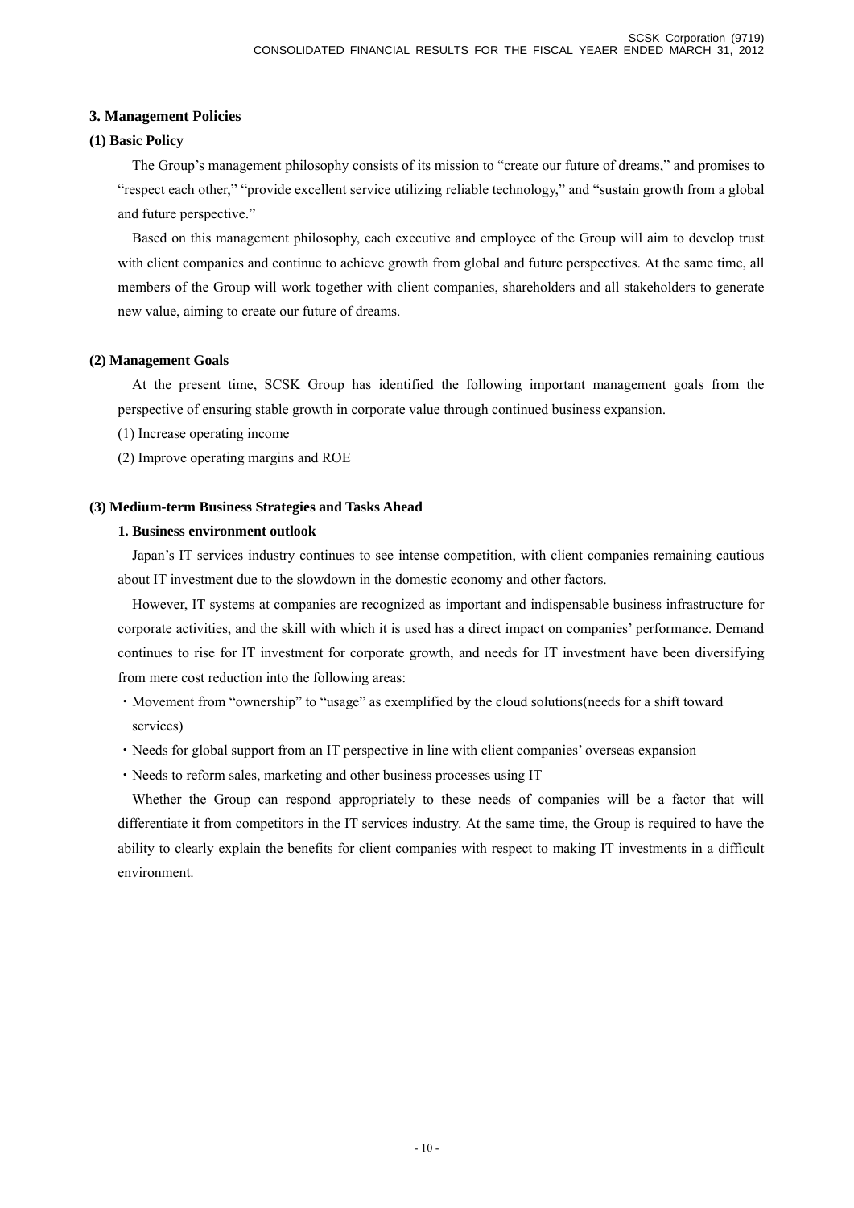## 3. Management Policies

### (1) Basic Policy

The Group's management philosophy consists of its mission to "create our future of dreams," and promises to "respect each other," "provide excellent service utilizing reliable technology," and "sustain growth from a global and future perspective."

Based on this management philosophy, each executive and employee of the Group will aim to develop trust with client companies and continue to achieve growth from global and future perspectives. At the same time, all members of the Group will work together with client companies, shareholders and all stakeholders to generate new value, aiming to create our future of dreams.

### (2) Management Goals

At the present time, SCSK Group has identified the following important management goals from the perspective of ensuring stable growth in corporate value through continued business expansion.

(1) Increase operating income

(2) Improve operating margins and ROE

### (3) Medium-term Business Strategies and Tasks Ahead

#### 1. Business environment outlook

Japan's IT services industry continues to see intense competition, with client companies remaining cautious about IT investment due to the slowdown in the domestic economy and other factors.

However, IT systems at companies are recognized as important and indispensable business infrastructure for corporate activities, and the skill with which it is used has a direct impact on companies' performance. Demand continues to rise for IT investment for corporate growth, and needs for IT investment have been diversifying from mere cost reduction into the following areas:

- Movement from "ownership" to "usage" as exemplified by the cloud solutions(needs for a shift toward services)
- Needs for global support from an IT perspective in line with client companies' overseas expansion
- Needs to reform sales, marketing and other business processes using IT

Whether the Group can respond appropriately to these needs of companies will be a factor that will differentiate it from competitors in the IT services industry. At the same time, the Group is required to have the ability to clearly explain the benefits for client companies with respect to making IT investments in a difficult environment.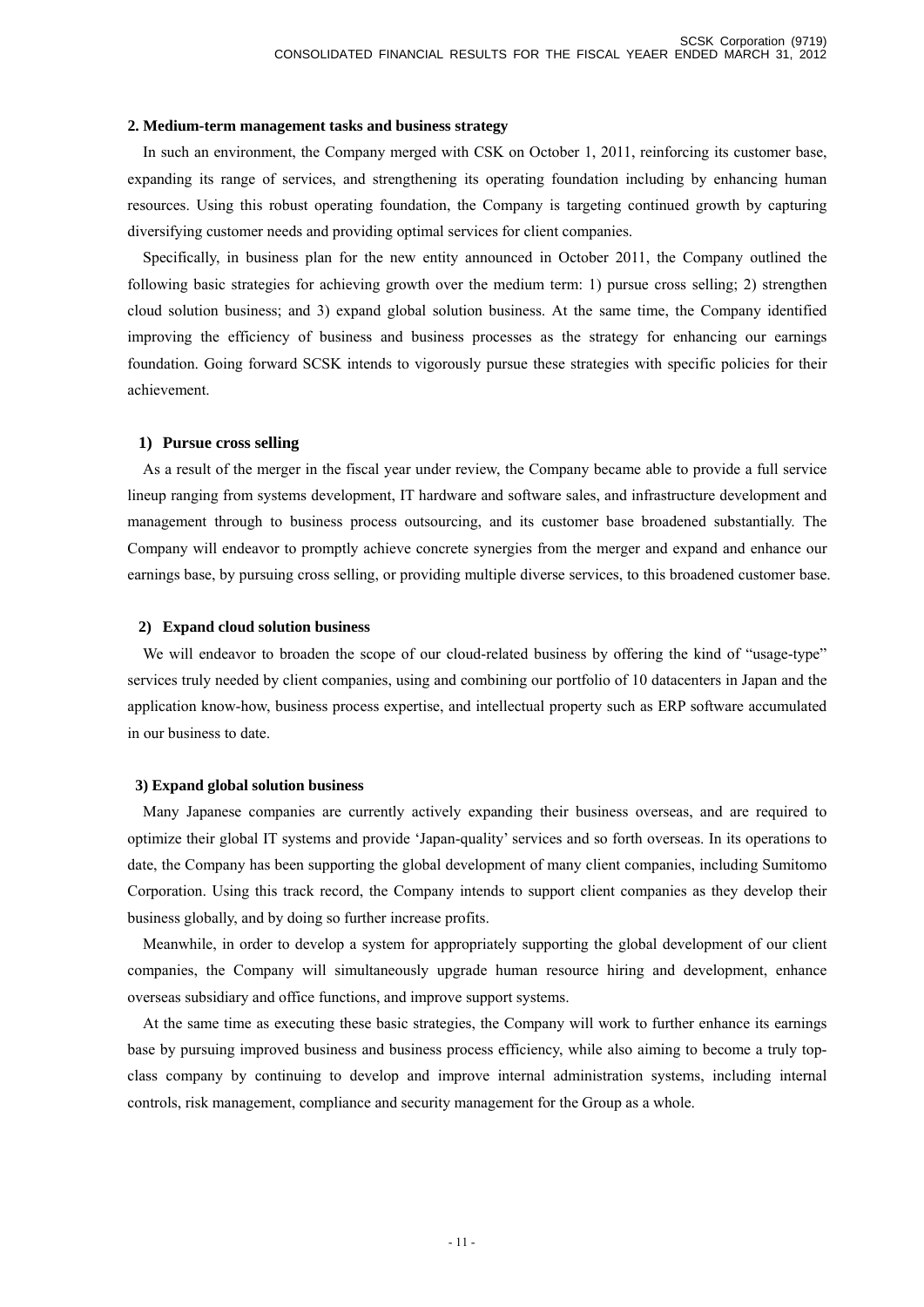## 2. Medium-term management tasks and business strategy

In such an environment, the Company merged with CSK on October 1, 2011, reinforcing its customer base, expanding its range of services, and strengthening its operating foundation including by enhancing human resources. Using this robust operating foundation, the Company is targeting continued growth by capturing diversifying customer needs and providing optimal services for client companies.

Specifically, in business plan for the new entity announced in October 2011, the Company outlined the following basic strategies for achieving growth over the medium term: 1) pursue cross selling; 2) strengthen cloud solution business; and 3) expand global solution business. At the same time, the Company identified improving the efficiency of business and business processes as the strategy for enhancing our earnings foundation. Going forward SCSK intends to vigorously pursue these strategies with specific policies for their achievement.

### 1) Pursue cross selling

As a result of the merger in the fiscal year under review, the Company became able to provide a full service lineup ranging from systems development, IT hardware and software sales, and infrastructure development and management through to business process outsourcing, and its customer base broadened substantially. The Company will endeavor to promptly achieve concrete synergies from the merger and expand and enhance our earnings base, by pursuing cross selling, or providing multiple diverse services, to this broadened customer base.

### 2) Expand cloud solution business

We will endeavor to broaden the scope of our cloud-related business by offering the kind of "usage-type" services truly needed by client companies, using and combining our portfolio of 10 datacenters in Japan and the application know-how, business process expertise, and intellectual property such as ERP software accumulated in our business to date.

### 3) Expand global solution business

Many Japanese companies are currently actively expanding their business overseas, and are required to optimize their global IT systems and provide 'Japan-quality' services and so forth overseas. In its operations to date, the Company has been supporting the global development of many client companies, including Sumitomo Corporation. Using this track record, the Company intends to support client companies as they develop their business globally, and by doing so further increase profits.

Meanwhile, in order to develop a system for appropriately supporting the global development of our client companies, the Company will simultaneously upgrade human resource hiring and development, enhance overseas subsidiary and office functions, and improve support systems.

At the same time as executing these basic strategies, the Company will work to further enhance its earnings base by pursuing improved business and business process efficiency, while also aiming to become a truly top-class company by continuing to develop and improve internal administration systems, including internal controls, risk management, compliance and security management for the Group as a whole.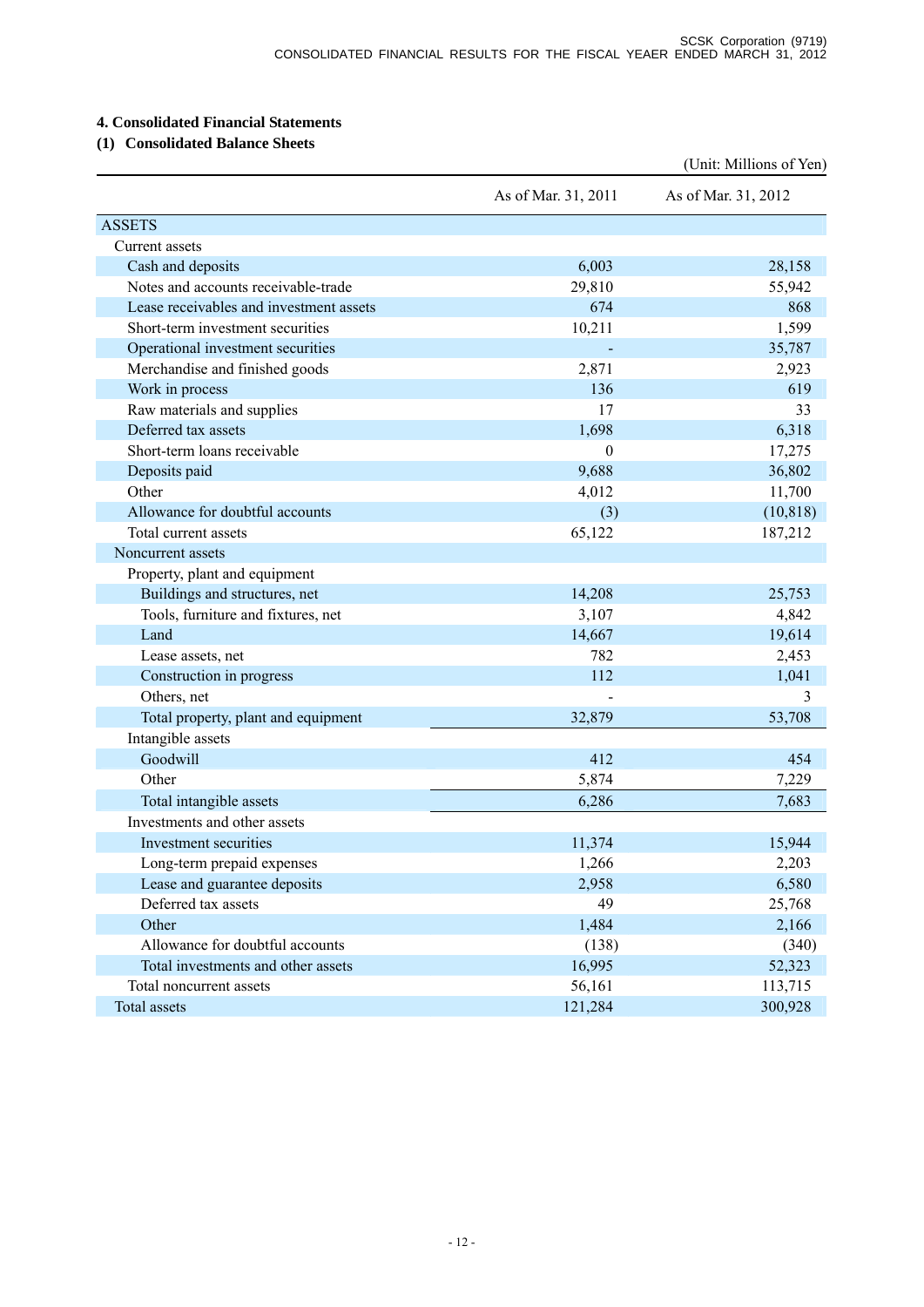## 4. Consolidated Financial Statements

### (1) Consolidated Balance Sheets

(Unit: Millions of Yen)

| | As of Mar. 31, 2011 | As of Mar. 31, 2012 |
|---|---|---|
| ASSETS | | |
| Current assets | | |
| Cash and deposits | 6,003 | 28,158 |
| Notes and accounts receivable-trade | 29,810 | 55,942 |
| Lease receivables and investment assets | 674 | 868 |
| Short-term investment securities | 10,211 | 1,599 |
| Operational investment securities | - | 35,787 |
| Merchandise and finished goods | 2,871 | 2,923 |
| Work in process | 136 | 619 |
| Raw materials and supplies | 17 | 33 |
| Deferred tax assets | 1,698 | 6,318 |
| Short-term loans receivable | 0 | 17,275 |
| Deposits paid | 9,688 | 36,802 |
| Other | 4,012 | 11,700 |
| Allowance for doubtful accounts | (3) | (10,818) |
| Total current assets | 65,122 | 187,212 |
| Noncurrent assets | | |
| Property, plant and equipment | | |
| Buildings and structures, net | 14,208 | 25,753 |
| Tools, furniture and fixtures, net | 3,107 | 4,842 |
| Land | 14,667 | 19,614 |
| Lease assets, net | 782 | 2,453 |
| Construction in progress | 112 | 1,041 |
| Others, net | - | 3 |
| Total property, plant and equipment | 32,879 | 53,708 |
| Intangible assets | | |
| Goodwill | 412 | 454 |
| Other | 5,874 | 7,229 |
| Total intangible assets | 6,286 | 7,683 |
| Investments and other assets | | |
| Investment securities | 11,374 | 15,944 |
| Long-term prepaid expenses | 1,266 | 2,203 |
| Lease and guarantee deposits | 2,958 | 6,580 |
| Deferred tax assets | 49 | 25,768 |
| Other | 1,484 | 2,166 |
| Allowance for doubtful accounts | (138) | (340) |
| Total investments and other assets | 16,995 | 52,323 |
| Total noncurrent assets | 56,161 | 113,715 |
| Total assets | 121,284 | 300,928 |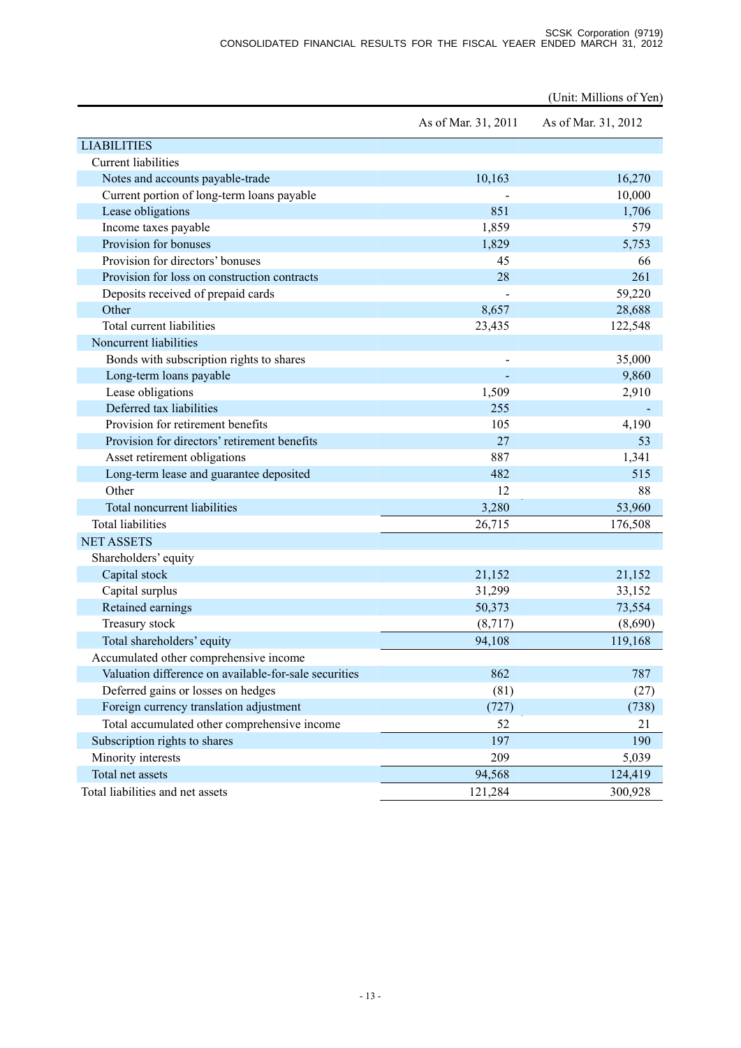(Unit: Millions of Yen)

| | As of Mar. 31, 2011 | As of Mar. 31, 2012 |
|---|---|---|
| LIABILITIES | | |
| Current liabilities | | |
| Notes and accounts payable-trade | 10,163 | 16,270 |
| Current portion of long-term loans payable | - | 10,000 |
| Lease obligations | 851 | 1,706 |
| Income taxes payable | 1,859 | 579 |
| Provision for bonuses | 1,829 | 5,753 |
| Provision for directors' bonuses | 45 | 66 |
| Provision for loss on construction contracts | 28 | 261 |
| Deposits received of prepaid cards | - | 59,220 |
| Other | 8,657 | 28,688 |
| Total current liabilities | 23,435 | 122,548 |
| Noncurrent liabilities | | |
| Bonds with subscription rights to shares | - | 35,000 |
| Long-term loans payable | - | 9,860 |
| Lease obligations | 1,509 | 2,910 |
| Deferred tax liabilities | 255 | - |
| Provision for retirement benefits | 105 | 4,190 |
| Provision for directors' retirement benefits | 27 | 53 |
| Asset retirement obligations | 887 | 1,341 |
| Long-term lease and guarantee deposited | 482 | 515 |
| Other | 12 | 88 |
| Total noncurrent liabilities | 3,280 | 53,960 |
| Total liabilities | 26,715 | 176,508 |
| NET ASSETS | | |
| Shareholders' equity | | |
| Capital stock | 21,152 | 21,152 |
| Capital surplus | 31,299 | 33,152 |
| Retained earnings | 50,373 | 73,554 |
| Treasury stock | (8,717) | (8,690) |
| Total shareholders' equity | 94,108 | 119,168 |
| Accumulated other comprehensive income | | |
| Valuation difference on available-for-sale securities | 862 | 787 |
| Deferred gains or losses on hedges | (81) | (27) |
| Foreign currency translation adjustment | (727) | (738) |
| Total accumulated other comprehensive income | 52 | 21 |
| Subscription rights to shares | 197 | 190 |
| Minority interests | 209 | 5,039 |
| Total net assets | 94,568 | 124,419 |
| Total liabilities and net assets | 121,284 | 300,928 |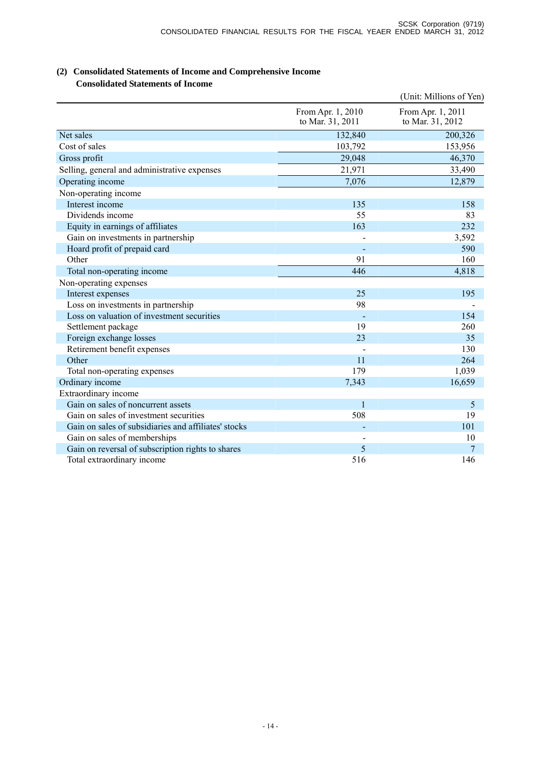## (2) Consolidated Statements of Income and Comprehensive Income

### Consolidated Statements of Income

(Unit: Millions of Yen)

| | From Apr. 1, 2010 to Mar. 31, 2011 | From Apr. 1, 2011 to Mar. 31, 2012 |
|---|---|---|
| Net sales | 132,840 | 200,326 |
| Cost of sales | 103,792 | 153,956 |
| Gross profit | 29,048 | 46,370 |
| Selling, general and administrative expenses | 21,971 | 33,490 |
| Operating income | 7,076 | 12,879 |
| Non-operating income | | |
| Interest income | 135 | 158 |
| Dividends income | 55 | 83 |
| Equity in earnings of affiliates | 163 | 232 |
| Gain on investments in partnership | - | 3,592 |
| Hoard profit of prepaid card | - | 590 |
| Other | 91 | 160 |
| Total non-operating income | 446 | 4,818 |
| Non-operating expenses | | |
| Interest expenses | 25 | 195 |
| Loss on investments in partnership | 98 | - |
| Loss on valuation of investment securities | - | 154 |
| Settlement package | 19 | 260 |
| Foreign exchange losses | 23 | 35 |
| Retirement benefit expenses | - | 130 |
| Other | 11 | 264 |
| Total non-operating expenses | 179 | 1,039 |
| Ordinary income | 7,343 | 16,659 |
| Extraordinary income | | |
| Gain on sales of noncurrent assets | 1 | 5 |
| Gain on sales of investment securities | 508 | 19 |
| Gain on sales of subsidiaries and affiliates' stocks | - | 101 |
| Gain on sales of memberships | - | 10 |
| Gain on reversal of subscription rights to shares | 5 | 7 |
| Total extraordinary income | 516 | 146 |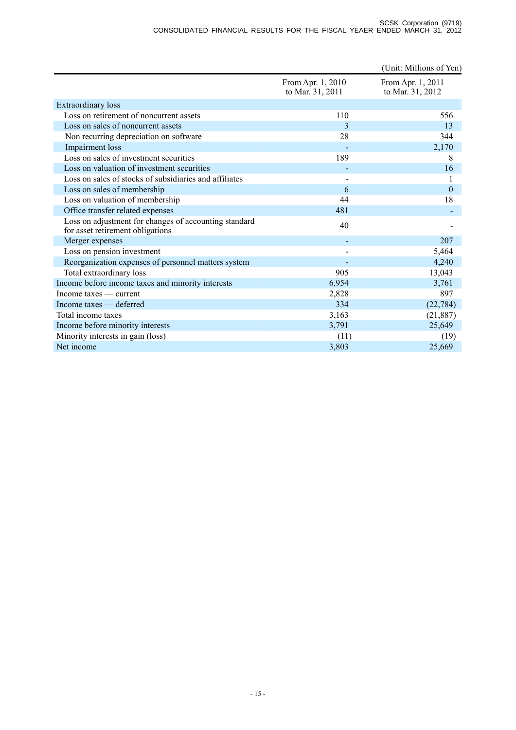(Unit: Millions of Yen)

| | From Apr. 1, 2010 to Mar. 31, 2011 | From Apr. 1, 2011 to Mar. 31, 2012 |
|---|---|---|
| Extraordinary loss | | |
| Loss on retirement of noncurrent assets | 110 | 556 |
| Loss on sales of noncurrent assets | 3 | 13 |
| Non recurring depreciation on software | 28 | 344 |
| Impairment loss | - | 2,170 |
| Loss on sales of investment securities | 189 | 8 |
| Loss on valuation of investment securities | - | 16 |
| Loss on sales of stocks of subsidiaries and affiliates | - | 1 |
| Loss on sales of membership | 6 | 0 |
| Loss on valuation of membership | 44 | 18 |
| Office transfer related expenses | 481 | - |
| Loss on adjustment for changes of accounting standard for asset retirement obligations | 40 | - |
| Merger expenses | - | 207 |
| Loss on pension investment | - | 5,464 |
| Reorganization expenses of personnel matters system | - | 4,240 |
| Total extraordinary loss | 905 | 13,043 |
| Income before income taxes and minority interests | 6,954 | 3,761 |
| Income taxes — current | 2,828 | 897 |
| Income taxes — deferred | 334 | (22,784) |
| Total income taxes | 3,163 | (21,887) |
| Income before minority interests | 3,791 | 25,649 |
| Minority interests in gain (loss) | (11) | (19) |
| Net income | 3,803 | 25,669 |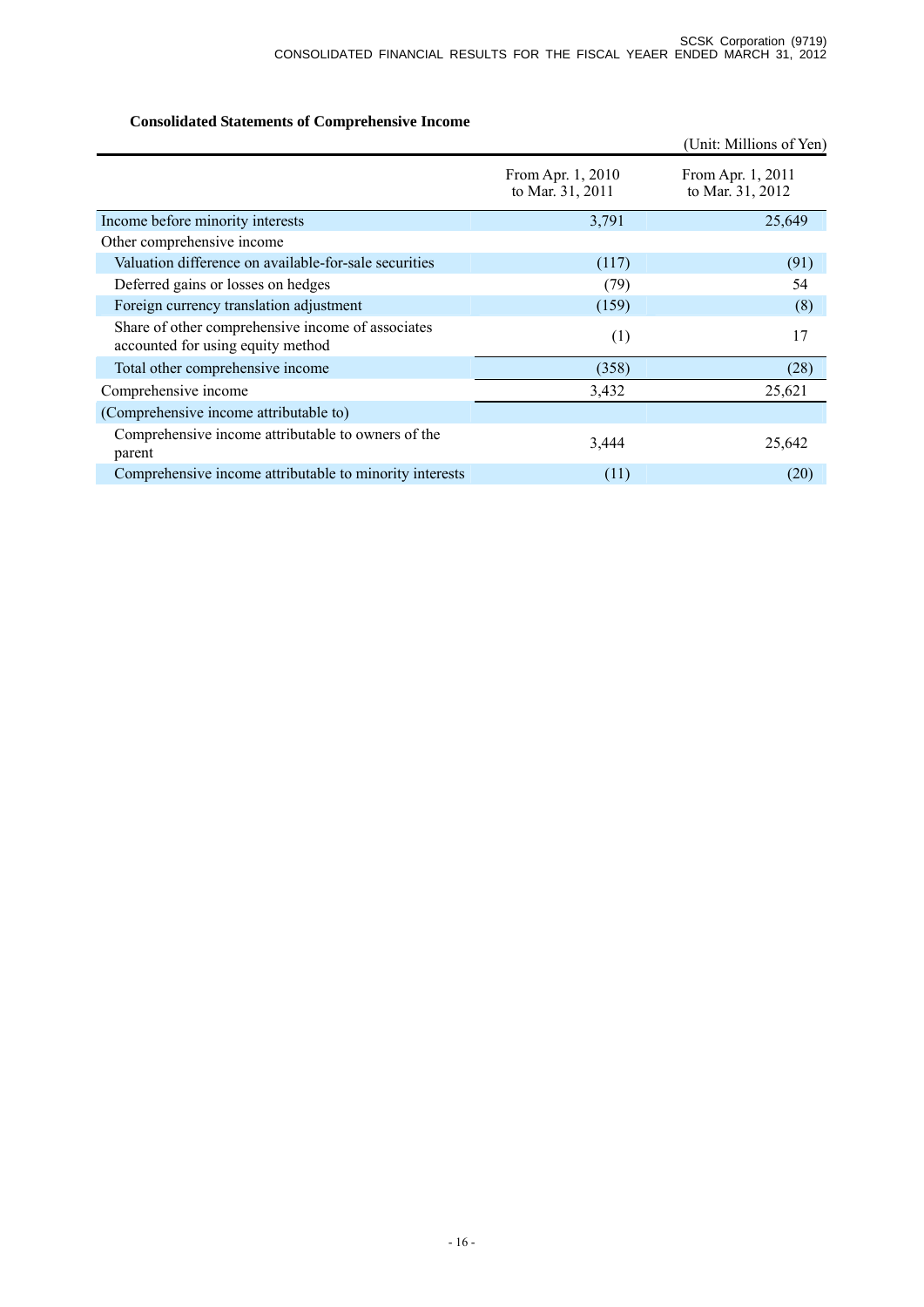### Consolidated Statements of Comprehensive Income

(Unit: Millions of Yen)

| | From Apr. 1, 2010 to Mar. 31, 2011 | From Apr. 1, 2011 to Mar. 31, 2012 |
|---|---|---|
| Income before minority interests | 3,791 | 25,649 |
| Other comprehensive income | | |
| Valuation difference on available-for-sale securities | (117) | (91) |
| Deferred gains or losses on hedges | (79) | 54 |
| Foreign currency translation adjustment | (159) | (8) |
| Share of other comprehensive income of associates accounted for using equity method | (1) | 17 |
| Total other comprehensive income | (358) | (28) |
| Comprehensive income | 3,432 | 25,621 |
| (Comprehensive income attributable to) | | |
| Comprehensive income attributable to owners of the parent | 3,444 | 25,642 |
| Comprehensive income attributable to minority interests | (11) | (20) |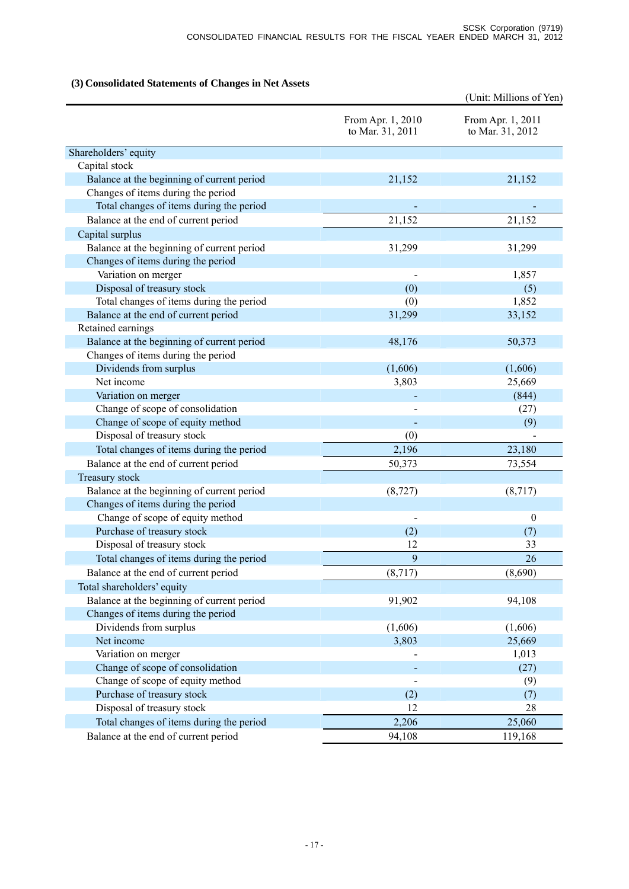### (3) Consolidated Statements of Changes in Net Assets

(Unit: Millions of Yen)

| | From Apr. 1, 2010 to Mar. 31, 2011 | From Apr. 1, 2011 to Mar. 31, 2012 |
|---|---|---|
| Shareholders' equity | | |
| Capital stock | | |
| Balance at the beginning of current period | 21,152 | 21,152 |
| Changes of items during the period | | |
| Total changes of items during the period | - | - |
| Balance at the end of current period | 21,152 | 21,152 |
| Capital surplus | | |
| Balance at the beginning of current period | 31,299 | 31,299 |
| Changes of items during the period | | |
| Variation on merger | - | 1,857 |
| Disposal of treasury stock | (0) | (5) |
| Total changes of items during the period | (0) | 1,852 |
| Balance at the end of current period | 31,299 | 33,152 |
| Retained earnings | | |
| Balance at the beginning of current period | 48,176 | 50,373 |
| Changes of items during the period | | |
| Dividends from surplus | (1,606) | (1,606) |
| Net income | 3,803 | 25,669 |
| Variation on merger | - | (844) |
| Change of scope of consolidation | - | (27) |
| Change of scope of equity method | - | (9) |
| Disposal of treasury stock | (0) | - |
| Total changes of items during the period | 2,196 | 23,180 |
| Balance at the end of current period | 50,373 | 73,554 |
| Treasury stock | | |
| Balance at the beginning of current period | (8,727) | (8,717) |
| Changes of items during the period | | |
| Change of scope of equity method | - | 0 |
| Purchase of treasury stock | (2) | (7) |
| Disposal of treasury stock | 12 | 33 |
| Total changes of items during the period | 9 | 26 |
| Balance at the end of current period | (8,717) | (8,690) |
| Total shareholders' equity | | |
| Balance at the beginning of current period | 91,902 | 94,108 |
| Changes of items during the period | | |
| Dividends from surplus | (1,606) | (1,606) |
| Net income | 3,803 | 25,669 |
| Variation on merger | - | 1,013 |
| Change of scope of consolidation | - | (27) |
| Change of scope of equity method | - | (9) |
| Purchase of treasury stock | (2) | (7) |
| Disposal of treasury stock | 12 | 28 |
| Total changes of items during the period | 2,206 | 25,060 |
| Balance at the end of current period | 94,108 | 119,168 |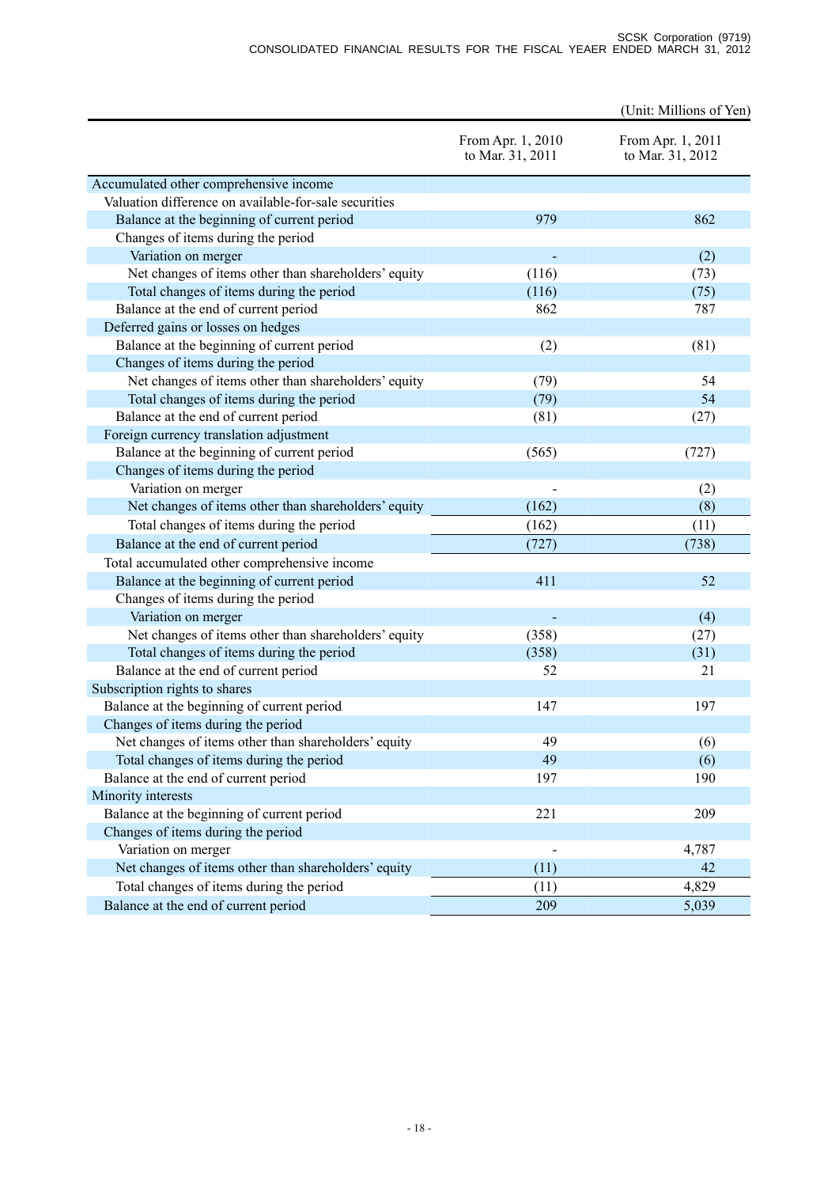(Unit: Millions of Yen)

| | From Apr. 1, 2010 to Mar. 31, 2011 | From Apr. 1, 2011 to Mar. 31, 2012 |
|---|---|---|
| Accumulated other comprehensive income | | |
| Valuation difference on available-for-sale securities | | |
| Balance at the beginning of current period | 979 | 862 |
| Changes of items during the period | | |
| Variation on merger | - | (2) |
| Net changes of items other than shareholders' equity | (116) | (73) |
| Total changes of items during the period | (116) | (75) |
| Balance at the end of current period | 862 | 787 |
| Deferred gains or losses on hedges | | |
| Balance at the beginning of current period | (2) | (81) |
| Changes of items during the period | | |
| Net changes of items other than shareholders' equity | (79) | 54 |
| Total changes of items during the period | (79) | 54 |
| Balance at the end of current period | (81) | (27) |
| Foreign currency translation adjustment | | |
| Balance at the beginning of current period | (565) | (727) |
| Changes of items during the period | | |
| Variation on merger | - | (2) |
| Net changes of items other than shareholders' equity | (162) | (8) |
| Total changes of items during the period | (162) | (11) |
| Balance at the end of current period | (727) | (738) |
| Total accumulated other comprehensive income | | |
| Balance at the beginning of current period | 411 | 52 |
| Changes of items during the period | | |
| Variation on merger | - | (4) |
| Net changes of items other than shareholders' equity | (358) | (27) |
| Total changes of items during the period | (358) | (31) |
| Balance at the end of current period | 52 | 21 |
| Subscription rights to shares | | |
| Balance at the beginning of current period | 147 | 197 |
| Changes of items during the period | | |
| Net changes of items other than shareholders' equity | 49 | (6) |
| Total changes of items during the period | 49 | (6) |
| Balance at the end of current period | 197 | 190 |
| Minority interests | | |
| Balance at the beginning of current period | 221 | 209 |
| Changes of items during the period | | |
| Variation on merger | - | 4,787 |
| Net changes of items other than shareholders' equity | (11) | 42 |
| Total changes of items during the period | (11) | 4,829 |
| Balance at the end of current period | 209 | 5,039 |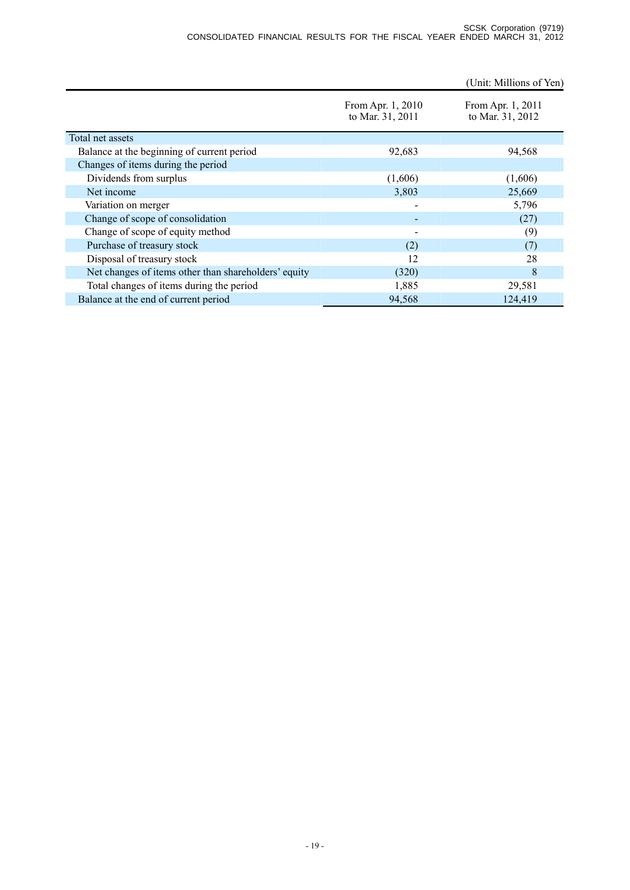(Unit: Millions of Yen)

| | From Apr. 1, 2010 to Mar. 31, 2011 | From Apr. 1, 2011 to Mar. 31, 2012 |
|---|---|---|
| Total net assets | | |
| Balance at the beginning of current period | 92,683 | 94,568 |
| Changes of items during the period | | |
| Dividends from surplus | (1,606) | (1,606) |
| Net income | 3,803 | 25,669 |
| Variation on merger | - | 5,796 |
| Change of scope of consolidation | - | (27) |
| Change of scope of equity method | - | (9) |
| Purchase of treasury stock | (2) | (7) |
| Disposal of treasury stock | 12 | 28 |
| Net changes of items other than shareholders' equity | (320) | 8 |
| Total changes of items during the period | 1,885 | 29,581 |
| Balance at the end of current period | 94,568 | 124,419 |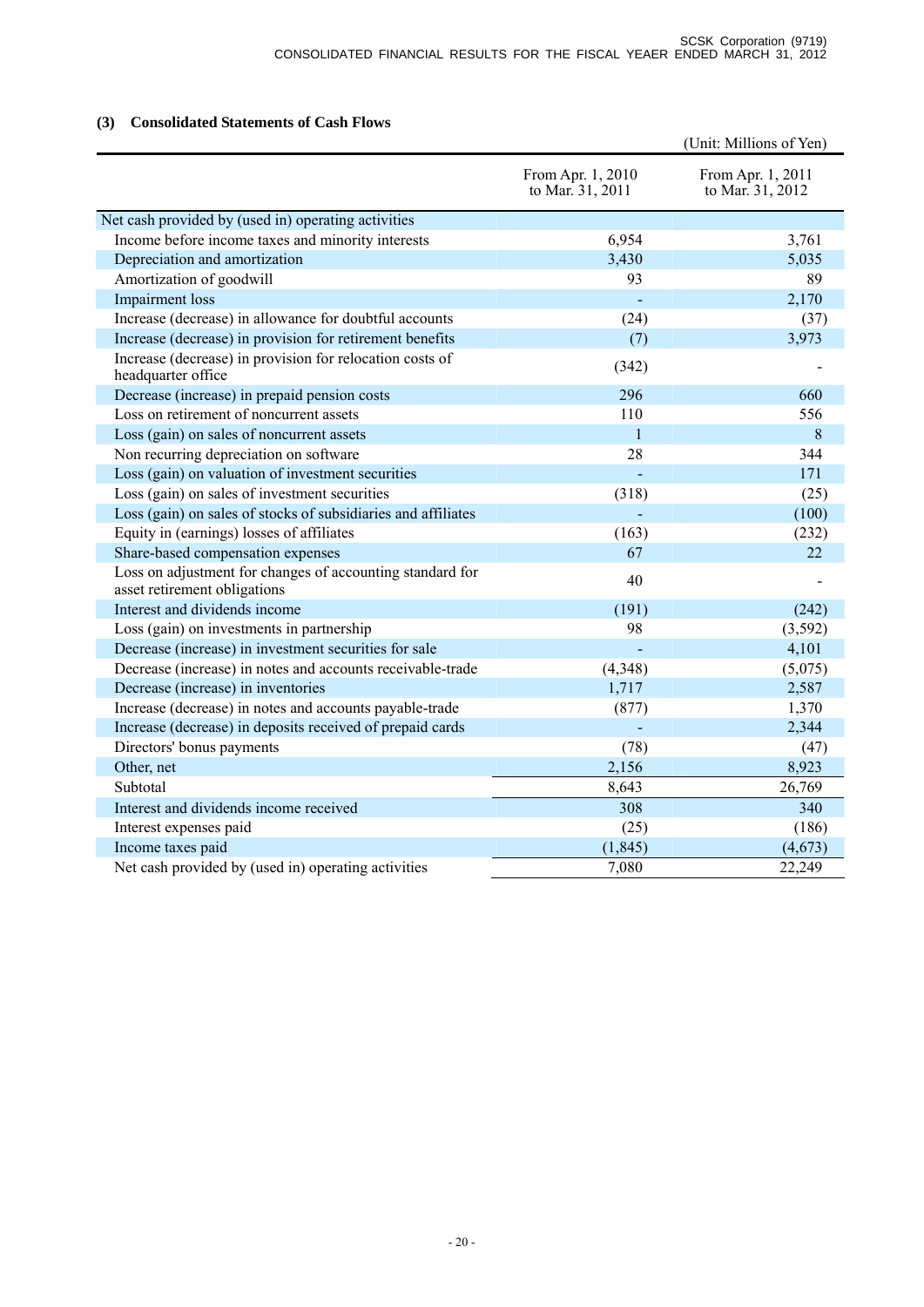### (3) Consolidated Statements of Cash Flows

(Unit: Millions of Yen)

| | From Apr. 1, 2010 to Mar. 31, 2011 | From Apr. 1, 2011 to Mar. 31, 2012 |
|---|---|---|
| Net cash provided by (used in) operating activities | | |
| Income before income taxes and minority interests | 6,954 | 3,761 |
| Depreciation and amortization | 3,430 | 5,035 |
| Amortization of goodwill | 93 | 89 |
| Impairment loss | - | 2,170 |
| Increase (decrease) in allowance for doubtful accounts | (24) | (37) |
| Increase (decrease) in provision for retirement benefits | (7) | 3,973 |
| Increase (decrease) in provision for relocation costs of headquarter office | (342) | - |
| Decrease (increase) in prepaid pension costs | 296 | 660 |
| Loss on retirement of noncurrent assets | 110 | 556 |
| Loss (gain) on sales of noncurrent assets | 1 | 8 |
| Non recurring depreciation on software | 28 | 344 |
| Loss (gain) on valuation of investment securities | - | 171 |
| Loss (gain) on sales of investment securities | (318) | (25) |
| Loss (gain) on sales of stocks of subsidiaries and affiliates | - | (100) |
| Equity in (earnings) losses of affiliates | (163) | (232) |
| Share-based compensation expenses | 67 | 22 |
| Loss on adjustment for changes of accounting standard for asset retirement obligations | 40 | - |
| Interest and dividends income | (191) | (242) |
| Loss (gain) on investments in partnership | 98 | (3,592) |
| Decrease (increase) in investment securities for sale | - | 4,101 |
| Decrease (increase) in notes and accounts receivable-trade | (4,348) | (5,075) |
| Decrease (increase) in inventories | 1,717 | 2,587 |
| Increase (decrease) in notes and accounts payable-trade | (877) | 1,370 |
| Increase (decrease) in deposits received of prepaid cards | - | 2,344 |
| Directors' bonus payments | (78) | (47) |
| Other, net | 2,156 | 8,923 |
| Subtotal | 8,643 | 26,769 |
| Interest and dividends income received | 308 | 340 |
| Interest expenses paid | (25) | (186) |
| Income taxes paid | (1,845) | (4,673) |
| Net cash provided by (used in) operating activities | 7,080 | 22,249 |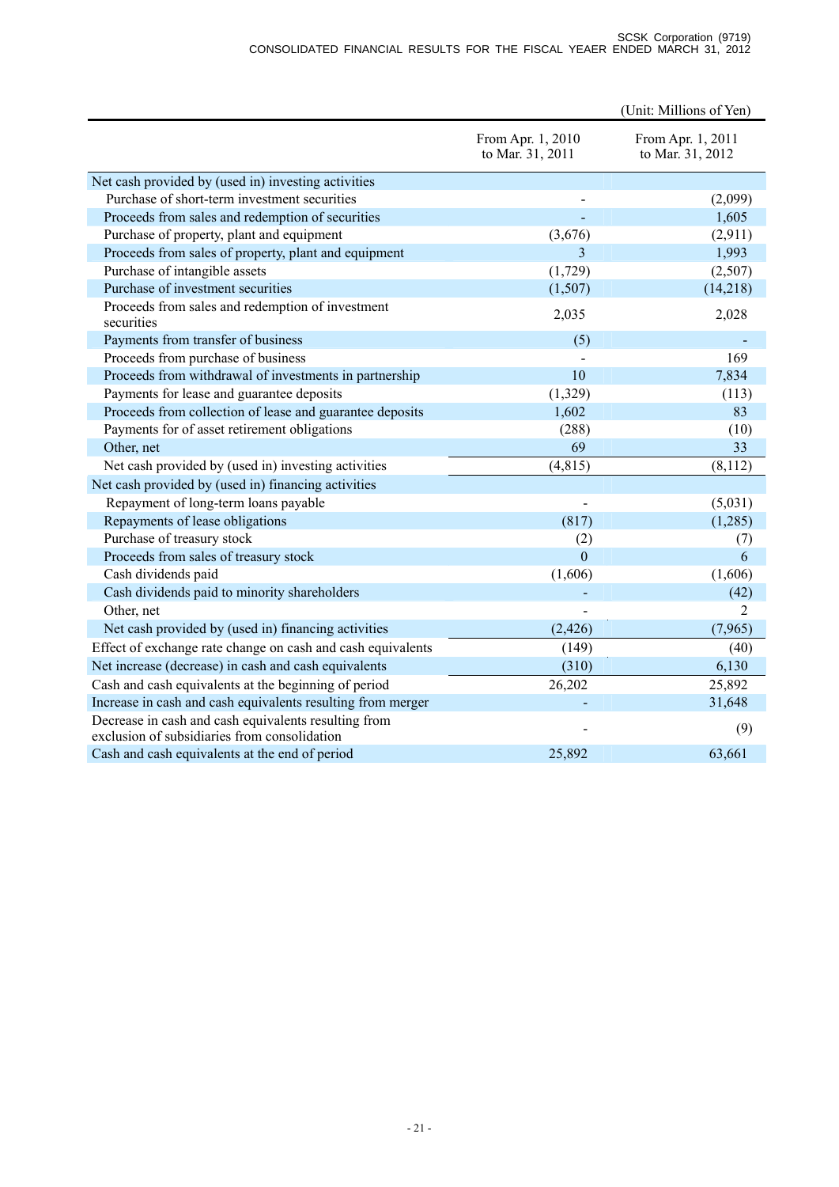(Unit: Millions of Yen)

| | From Apr. 1, 2010 to Mar. 31, 2011 | From Apr. 1, 2011 to Mar. 31, 2012 |
|---|---|---|
| Net cash provided by (used in) investing activities | | |
| Purchase of short-term investment securities | - | (2,099) |
| Proceeds from sales and redemption of securities | - | 1,605 |
| Purchase of property, plant and equipment | (3,676) | (2,911) |
| Proceeds from sales of property, plant and equipment | 3 | 1,993 |
| Purchase of intangible assets | (1,729) | (2,507) |
| Purchase of investment securities | (1,507) | (14,218) |
| Proceeds from sales and redemption of investment securities | 2,035 | 2,028 |
| Payments from transfer of business | (5) | - |
| Proceeds from purchase of business | - | 169 |
| Proceeds from withdrawal of investments in partnership | 10 | 7,834 |
| Payments for lease and guarantee deposits | (1,329) | (113) |
| Proceeds from collection of lease and guarantee deposits | 1,602 | 83 |
| Payments for of asset retirement obligations | (288) | (10) |
| Other, net | 69 | 33 |
| Net cash provided by (used in) investing activities | (4,815) | (8,112) |
| Net cash provided by (used in) financing activities | | |
| Repayment of long-term loans payable | - | (5,031) |
| Repayments of lease obligations | (817) | (1,285) |
| Purchase of treasury stock | (2) | (7) |
| Proceeds from sales of treasury stock | 0 | 6 |
| Cash dividends paid | (1,606) | (1,606) |
| Cash dividends paid to minority shareholders | - | (42) |
| Other, net | - | 2 |
| Net cash provided by (used in) financing activities | (2,426) | (7,965) |
| Effect of exchange rate change on cash and cash equivalents | (149) | (40) |
| Net increase (decrease) in cash and cash equivalents | (310) | 6,130 |
| Cash and cash equivalents at the beginning of period | 26,202 | 25,892 |
| Increase in cash and cash equivalents resulting from merger | - | 31,648 |
| Decrease in cash and cash equivalents resulting from exclusion of subsidiaries from consolidation | - | (9) |
| Cash and cash equivalents at the end of period | 25,892 | 63,661 |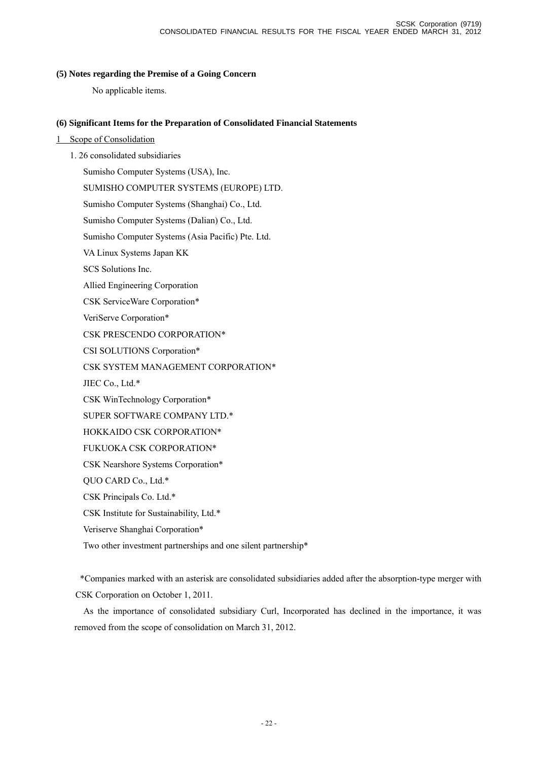**(5) Notes regarding the Premise of a Going Concern**

No applicable items.

**(6) Significant Items for the Preparation of Consolidated Financial Statements**

1 Scope of Consolidation

1. 26 consolidated subsidiaries

Sumisho Computer Systems (USA), Inc.

SUMISHO COMPUTER SYSTEMS (EUROPE) LTD.

Sumisho Computer Systems (Shanghai) Co., Ltd.

Sumisho Computer Systems (Dalian) Co., Ltd.

Sumisho Computer Systems (Asia Pacific) Pte. Ltd.

VA Linux Systems Japan KK

SCS Solutions Inc.

Allied Engineering Corporation

CSK ServiceWare Corporation*

VeriServe Corporation*

CSK PRESCENDO CORPORATION*

CSI SOLUTIONS Corporation*

CSK SYSTEM MANAGEMENT CORPORATION*

JIEC Co., Ltd.*

CSK WinTechnology Corporation*

SUPER SOFTWARE COMPANY LTD.*

HOKKAIDO CSK CORPORATION*

FUKUOKA CSK CORPORATION*

CSK Nearshore Systems Corporation*

QUO CARD Co., Ltd.*

CSK Principals Co. Ltd.*

CSK Institute for Sustainability, Ltd.*

Veriserve Shanghai Corporation*

Two other investment partnerships and one silent partnership*

*Companies marked with an asterisk are consolidated subsidiaries added after the absorption-type merger with CSK Corporation on October 1, 2011.

As the importance of consolidated subsidiary Curl, Incorporated has declined in the importance, it was removed from the scope of consolidation on March 31, 2012.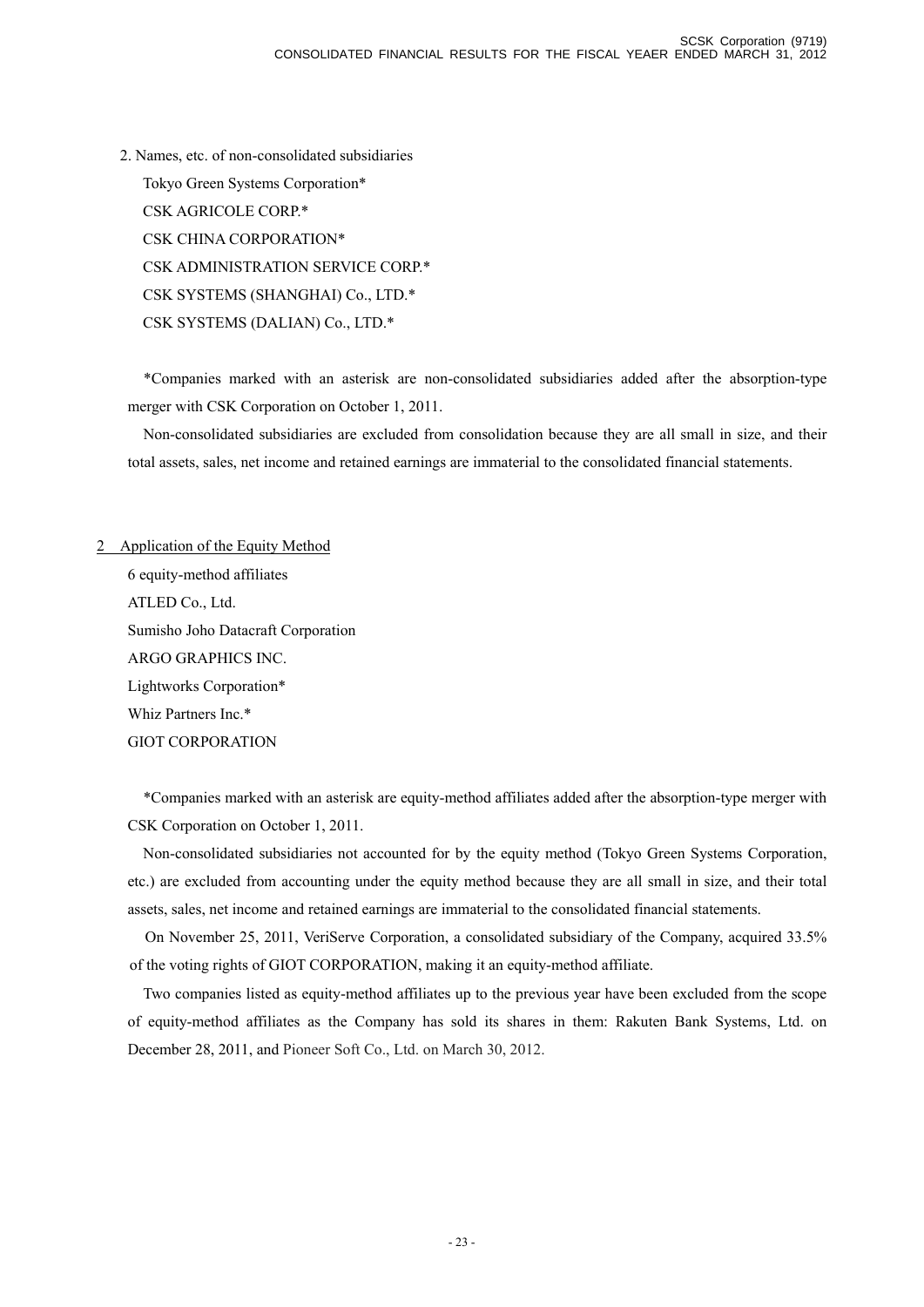2. Names, etc. of non-consolidated subsidiaries

Tokyo Green Systems Corporation*
CSK AGRICOLE CORP.*
CSK CHINA CORPORATION*
CSK ADMINISTRATION SERVICE CORP.*
CSK SYSTEMS (SHANGHAI) Co., LTD.*
CSK SYSTEMS (DALIAN) Co., LTD.*

*Companies marked with an asterisk are non-consolidated subsidiaries added after the absorption-type merger with CSK Corporation on October 1, 2011.

Non-consolidated subsidiaries are excluded from consolidation because they are all small in size, and their total assets, sales, net income and retained earnings are immaterial to the consolidated financial statements.

## 2 Application of the Equity Method

6 equity-method affiliates
ATLED Co., Ltd.
Sumisho Joho Datacraft Corporation
ARGO GRAPHICS INC.
Lightworks Corporation*
Whiz Partners Inc.*
GIOT CORPORATION

*Companies marked with an asterisk are equity-method affiliates added after the absorption-type merger with CSK Corporation on October 1, 2011.

Non-consolidated subsidiaries not accounted for by the equity method (Tokyo Green Systems Corporation, etc.) are excluded from accounting under the equity method because they are all small in size, and their total assets, sales, net income and retained earnings are immaterial to the consolidated financial statements.

On November 25, 2011, VeriServe Corporation, a consolidated subsidiary of the Company, acquired 33.5% of the voting rights of GIOT CORPORATION, making it an equity-method affiliate.

Two companies listed as equity-method affiliates up to the previous year have been excluded from the scope of equity-method affiliates as the Company has sold its shares in them: Rakuten Bank Systems, Ltd. on December 28, 2011, and Pioneer Soft Co., Ltd. on March 30, 2012.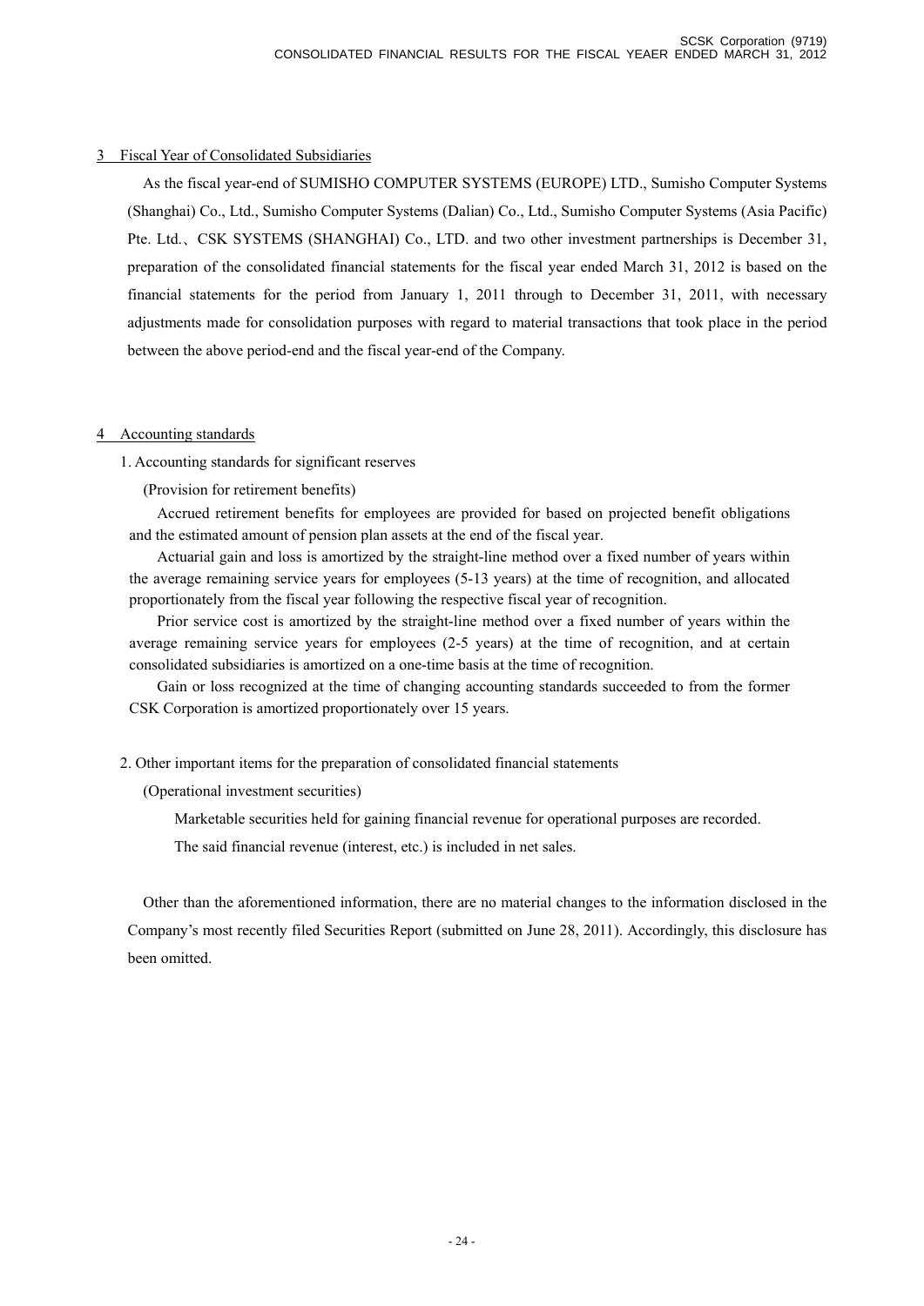## 3 Fiscal Year of Consolidated Subsidiaries

As the fiscal year-end of SUMISHO COMPUTER SYSTEMS (EUROPE) LTD., Sumisho Computer Systems (Shanghai) Co., Ltd., Sumisho Computer Systems (Dalian) Co., Ltd., Sumisho Computer Systems (Asia Pacific) Pte. Ltd.、CSK SYSTEMS (SHANGHAI) Co., LTD. and two other investment partnerships is December 31, preparation of the consolidated financial statements for the fiscal year ended March 31, 2012 is based on the financial statements for the period from January 1, 2011 through to December 31, 2011, with necessary adjustments made for consolidation purposes with regard to material transactions that took place in the period between the above period-end and the fiscal year-end of the Company.

## 4 Accounting standards

1. Accounting standards for significant reserves

(Provision for retirement benefits)

Accrued retirement benefits for employees are provided for based on projected benefit obligations and the estimated amount of pension plan assets at the end of the fiscal year.

Actuarial gain and loss is amortized by the straight-line method over a fixed number of years within the average remaining service years for employees (5-13 years) at the time of recognition, and allocated proportionately from the fiscal year following the respective fiscal year of recognition.

Prior service cost is amortized by the straight-line method over a fixed number of years within the average remaining service years for employees (2-5 years) at the time of recognition, and at certain consolidated subsidiaries is amortized on a one-time basis at the time of recognition.

Gain or loss recognized at the time of changing accounting standards succeeded to from the former CSK Corporation is amortized proportionately over 15 years.

2. Other important items for the preparation of consolidated financial statements

(Operational investment securities)

Marketable securities held for gaining financial revenue for operational purposes are recorded.

The said financial revenue (interest, etc.) is included in net sales.

Other than the aforementioned information, there are no material changes to the information disclosed in the Company's most recently filed Securities Report (submitted on June 28, 2011). Accordingly, this disclosure has been omitted.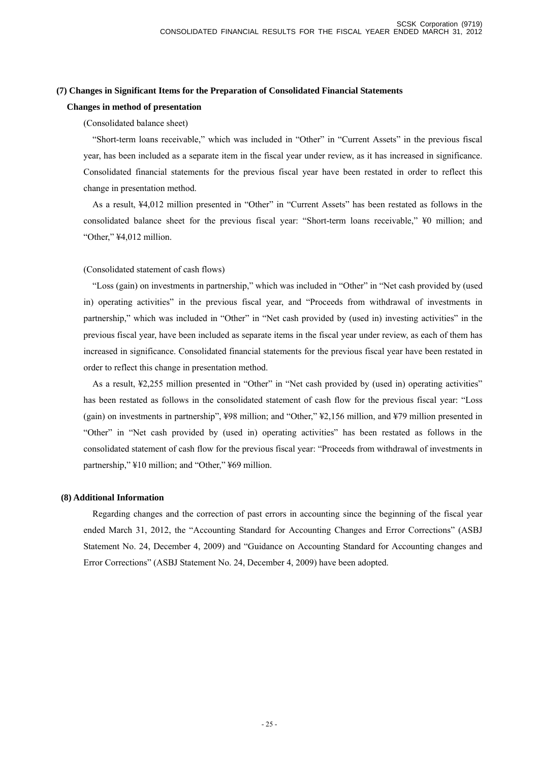### (7) Changes in Significant Items for the Preparation of Consolidated Financial Statements

**Changes in method of presentation**

(Consolidated balance sheet)

"Short-term loans receivable," which was included in "Other" in "Current Assets" in the previous fiscal year, has been included as a separate item in the fiscal year under review, as it has increased in significance. Consolidated financial statements for the previous fiscal year have been restated in order to reflect this change in presentation method.

As a result, ¥4,012 million presented in "Other" in "Current Assets" has been restated as follows in the consolidated balance sheet for the previous fiscal year: "Short-term loans receivable," ¥0 million; and "Other," ¥4,012 million.

(Consolidated statement of cash flows)

"Loss (gain) on investments in partnership," which was included in "Other" in "Net cash provided by (used in) operating activities" in the previous fiscal year, and "Proceeds from withdrawal of investments in partnership," which was included in "Other" in "Net cash provided by (used in) investing activities" in the previous fiscal year, have been included as separate items in the fiscal year under review, as each of them has increased in significance. Consolidated financial statements for the previous fiscal year have been restated in order to reflect this change in presentation method.

As a result, ¥2,255 million presented in "Other" in "Net cash provided by (used in) operating activities" has been restated as follows in the consolidated statement of cash flow for the previous fiscal year: "Loss (gain) on investments in partnership", ¥98 million; and "Other," ¥2,156 million, and ¥79 million presented in "Other" in "Net cash provided by (used in) operating activities" has been restated as follows in the consolidated statement of cash flow for the previous fiscal year: "Proceeds from withdrawal of investments in partnership," ¥10 million; and "Other," ¥69 million.

### (8) Additional Information

Regarding changes and the correction of past errors in accounting since the beginning of the fiscal year ended March 31, 2012, the "Accounting Standard for Accounting Changes and Error Corrections" (ASBJ Statement No. 24, December 4, 2009) and "Guidance on Accounting Standard for Accounting changes and Error Corrections" (ASBJ Statement No. 24, December 4, 2009) have been adopted.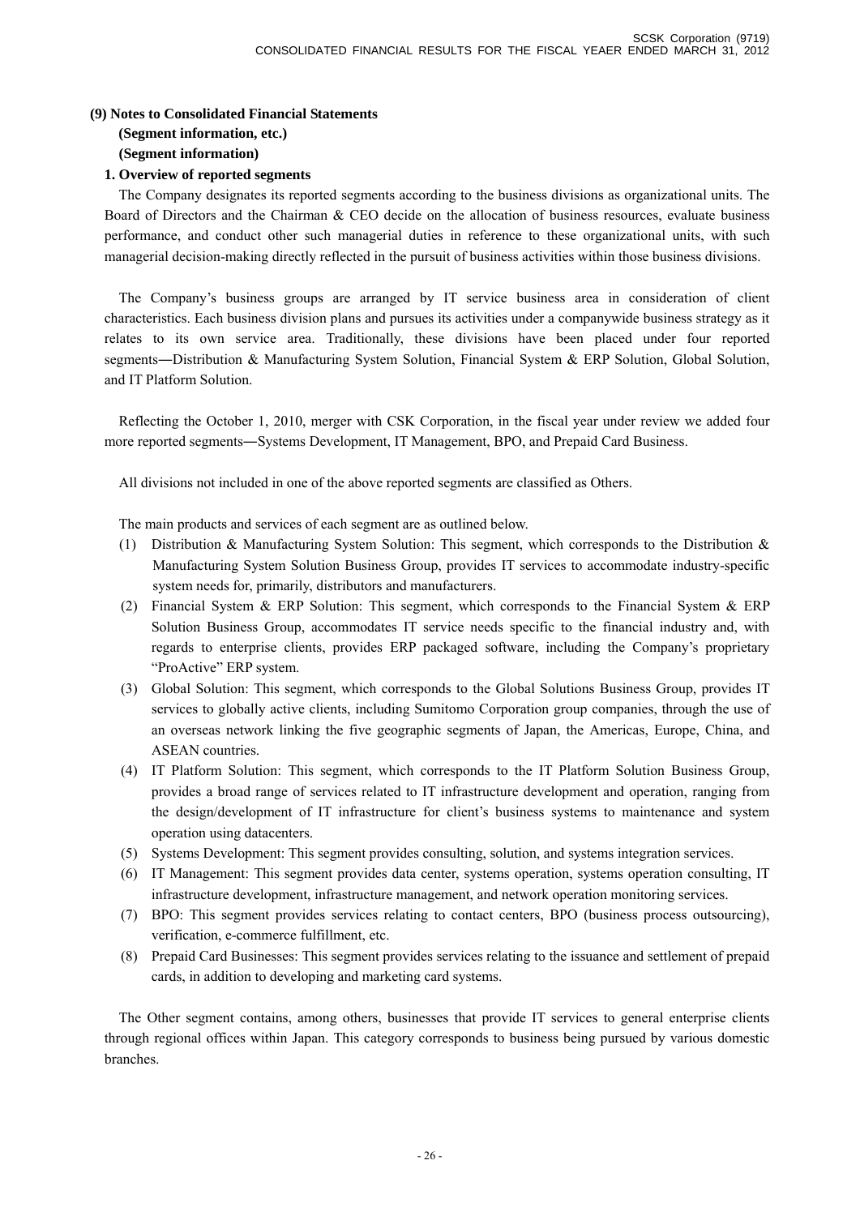## (9) Notes to Consolidated Financial Statements

### (Segment information, etc.)

### (Segment information)

#### 1. Overview of reported segments

The Company designates its reported segments according to the business divisions as organizational units. The Board of Directors and the Chairman & CEO decide on the allocation of business resources, evaluate business performance, and conduct other such managerial duties in reference to these organizational units, with such managerial decision-making directly reflected in the pursuit of business activities within those business divisions.

The Company's business groups are arranged by IT service business area in consideration of client characteristics. Each business division plans and pursues its activities under a companywide business strategy as it relates to its own service area. Traditionally, these divisions have been placed under four reported segments―Distribution & Manufacturing System Solution, Financial System & ERP Solution, Global Solution, and IT Platform Solution.

Reflecting the October 1, 2010, merger with CSK Corporation, in the fiscal year under review we added four more reported segments―Systems Development, IT Management, BPO, and Prepaid Card Business.

All divisions not included in one of the above reported segments are classified as Others.

The main products and services of each segment are as outlined below.

(1) Distribution & Manufacturing System Solution: This segment, which corresponds to the Distribution & Manufacturing System Solution Business Group, provides IT services to accommodate industry-specific system needs for, primarily, distributors and manufacturers.

(2) Financial System & ERP Solution: This segment, which corresponds to the Financial System & ERP Solution Business Group, accommodates IT service needs specific to the financial industry and, with regards to enterprise clients, provides ERP packaged software, including the Company's proprietary "ProActive" ERP system.

(3) Global Solution: This segment, which corresponds to the Global Solutions Business Group, provides IT services to globally active clients, including Sumitomo Corporation group companies, through the use of an overseas network linking the five geographic segments of Japan, the Americas, Europe, China, and ASEAN countries.

(4) IT Platform Solution: This segment, which corresponds to the IT Platform Solution Business Group, provides a broad range of services related to IT infrastructure development and operation, ranging from the design/development of IT infrastructure for client's business systems to maintenance and system operation using datacenters.

(5) Systems Development: This segment provides consulting, solution, and systems integration services.

(6) IT Management: This segment provides data center, systems operation, systems operation consulting, IT infrastructure development, infrastructure management, and network operation monitoring services.

(7) BPO: This segment provides services relating to contact centers, BPO (business process outsourcing), verification, e-commerce fulfillment, etc.

(8) Prepaid Card Businesses: This segment provides services relating to the issuance and settlement of prepaid cards, in addition to developing and marketing card systems.

The Other segment contains, among others, businesses that provide IT services to general enterprise clients through regional offices within Japan. This category corresponds to business being pursued by various domestic branches.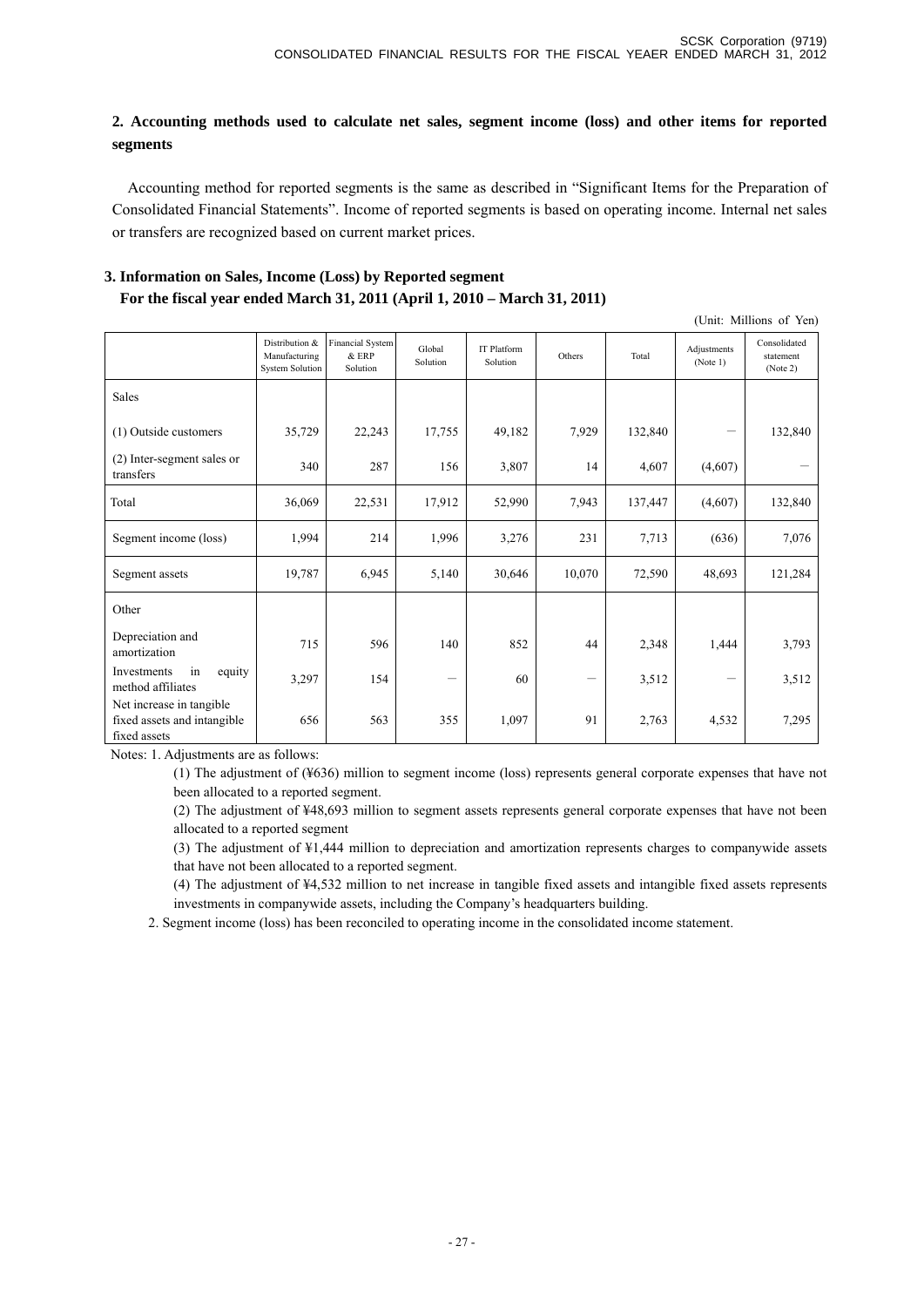## 2. Accounting methods used to calculate net sales, segment income (loss) and other items for reported segments

Accounting method for reported segments is the same as described in "Significant Items for the Preparation of Consolidated Financial Statements". Income of reported segments is based on operating income. Internal net sales or transfers are recognized based on current market prices.

## 3. Information on Sales, Income (Loss) by Reported segment

**For the fiscal year ended March 31, 2011 (April 1, 2010 – March 31, 2011)**

(Unit: Millions of Yen)

| | Distribution & Manufacturing System Solution | Financial System & ERP Solution | Global Solution | IT Platform Solution | Others | Total | Adjustments (Note 1) | Consolidated statement (Note 2) |
|---|---|---|---|---|---|---|---|---|
| Sales | | | | | | | | |
| (1) Outside customers | 35,729 | 22,243 | 17,755 | 49,182 | 7,929 | 132,840 | ― | 132,840 |
| (2) Inter-segment sales or transfers | 340 | 287 | 156 | 3,807 | 14 | 4,607 | (4,607) | ― |
| Total | 36,069 | 22,531 | 17,912 | 52,990 | 7,943 | 137,447 | (4,607) | 132,840 |
| Segment income (loss) | 1,994 | 214 | 1,996 | 3,276 | 231 | 7,713 | (636) | 7,076 |
| Segment assets | 19,787 | 6,945 | 5,140 | 30,646 | 10,070 | 72,590 | 48,693 | 121,284 |
| Other | | | | | | | | |
| Depreciation and amortization | 715 | 596 | 140 | 852 | 44 | 2,348 | 1,444 | 3,793 |
| Investments in equity method affiliates | 3,297 | 154 | ― | 60 | ― | 3,512 | ― | 3,512 |
| Net increase in tangible fixed assets and intangible fixed assets | 656 | 563 | 355 | 1,097 | 91 | 2,763 | 4,532 | 7,295 |

Notes: 1. Adjustments are as follows:

(1) The adjustment of (¥636) million to segment income (loss) represents general corporate expenses that have not been allocated to a reported segment.

(2) The adjustment of ¥48,693 million to segment assets represents general corporate expenses that have not been allocated to a reported segment

(3) The adjustment of ¥1,444 million to depreciation and amortization represents charges to companywide assets that have not been allocated to a reported segment.

(4) The adjustment of ¥4,532 million to net increase in tangible fixed assets and intangible fixed assets represents investments in companywide assets, including the Company's headquarters building.

2. Segment income (loss) has been reconciled to operating income in the consolidated income statement.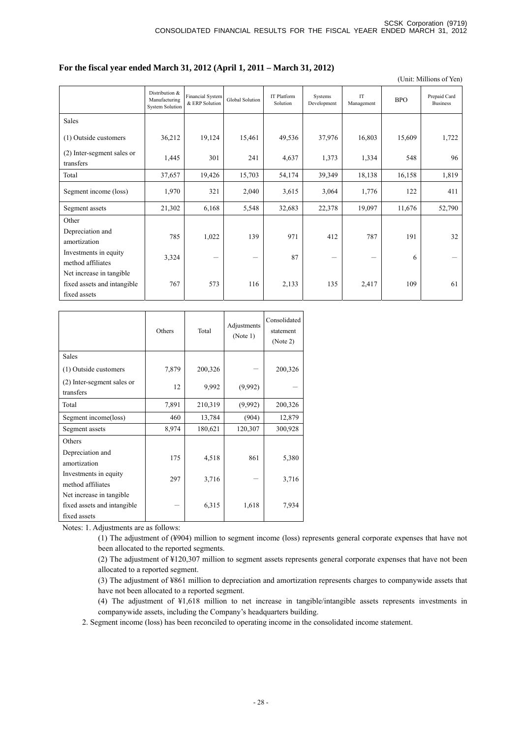**For the fiscal year ended March 31, 2012 (April 1, 2011 – March 31, 2012)**

(Unit: Millions of Yen)

| | Distribution & Manufacturing System Solution | Financial System & ERP Solution | Global Solution | IT Platform Solution | Systems Development | IT Management | BPO | Prepaid Card Business |
|---|---|---|---|---|---|---|---|---|
| Sales | | | | | | | | |
| (1) Outside customers | 36,212 | 19,124 | 15,461 | 49,536 | 37,976 | 16,803 | 15,609 | 1,722 |
| (2) Inter-segment sales or transfers | 1,445 | 301 | 241 | 4,637 | 1,373 | 1,334 | 548 | 96 |
| Total | 37,657 | 19,426 | 15,703 | 54,174 | 39,349 | 18,138 | 16,158 | 1,819 |
| Segment income (loss) | 1,970 | 321 | 2,040 | 3,615 | 3,064 | 1,776 | 122 | 411 |
| Segment assets | 21,302 | 6,168 | 5,548 | 32,683 | 22,378 | 19,097 | 11,676 | 52,790 |
| Other | | | | | | | | |
| Depreciation and amortization | 785 | 1,022 | 139 | 971 | 412 | 787 | 191 | 32 |
| Investments in equity method affiliates | 3,324 | — | — | 87 | — | — | 6 | — |
| Net increase in tangible fixed assets and intangible fixed assets | 767 | 573 | 116 | 2,133 | 135 | 2,417 | 109 | 61 |

| | Others | Total | Adjustments (Note 1) | Consolidated statement (Note 2) |
|---|---|---|---|---|
| Sales | | | | |
| (1) Outside customers | 7,879 | 200,326 | — | 200,326 |
| (2) Inter-segment sales or transfers | 12 | 9,992 | (9,992) | — |
| Total | 7,891 | 210,319 | (9,992) | 200,326 |
| Segment income(loss) | 460 | 13,784 | (904) | 12,879 |
| Segment assets | 8,974 | 180,621 | 120,307 | 300,928 |
| Others | | | | |
| Depreciation and amortization | 175 | 4,518 | 861 | 5,380 |
| Investments in equity method affiliates | 297 | 3,716 | — | 3,716 |
| Net increase in tangible fixed assets and intangible fixed assets | — | 6,315 | 1,618 | 7,934 |

Notes: 1. Adjustments are as follows:

(1) The adjustment of (¥904) million to segment income (loss) represents general corporate expenses that have not been allocated to the reported segments.

(2) The adjustment of ¥120,307 million to segment assets represents general corporate expenses that have not been allocated to a reported segment.

(3) The adjustment of ¥861 million to depreciation and amortization represents charges to companywide assets that have not been allocated to a reported segment.

(4) The adjustment of ¥1,618 million to net increase in tangible/intangible assets represents investments in companywide assets, including the Company's headquarters building.

2. Segment income (loss) has been reconciled to operating income in the consolidated income statement.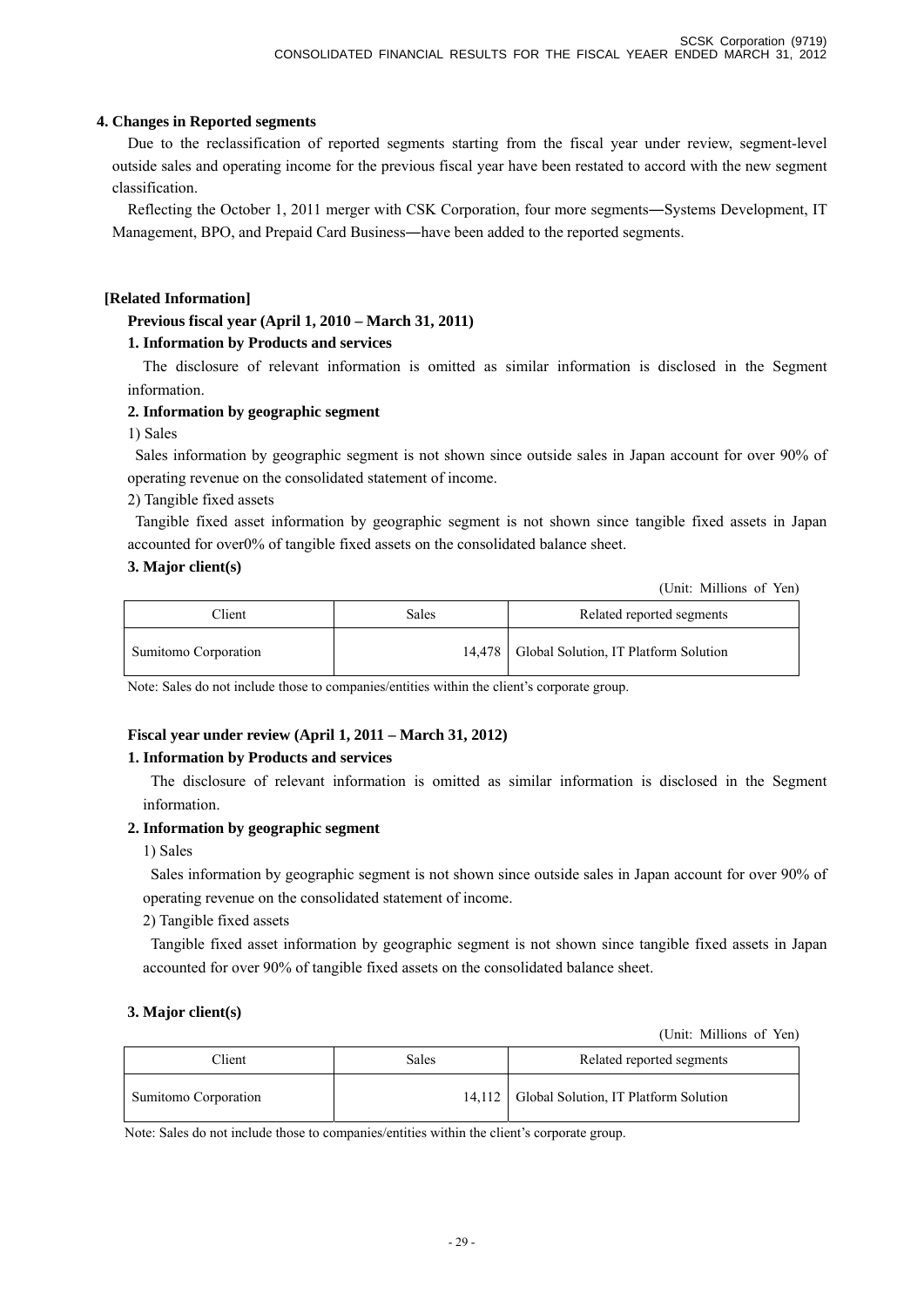### 4. Changes in Reported segments

Due to the reclassification of reported segments starting from the fiscal year under review, segment-level outside sales and operating income for the previous fiscal year have been restated to accord with the new segment classification.

Reflecting the October 1, 2011 merger with CSK Corporation, four more segments―Systems Development, IT Management, BPO, and Prepaid Card Business―have been added to the reported segments.

### [Related Information]

#### Previous fiscal year (April 1, 2010 – March 31, 2011)

**1. Information by Products and services**

The disclosure of relevant information is omitted as similar information is disclosed in the Segment information.

**2. Information by geographic segment**

1) Sales

Sales information by geographic segment is not shown since outside sales in Japan account for over 90% of operating revenue on the consolidated statement of income.

2) Tangible fixed assets

Tangible fixed asset information by geographic segment is not shown since tangible fixed assets in Japan accounted for over0% of tangible fixed assets on the consolidated balance sheet.

**3. Major client(s)**

(Unit: Millions of Yen)

| Client | Sales | Related reported segments |
|---|---|---|
| Sumitomo Corporation | 14,478 | Global Solution, IT Platform Solution |

Note: Sales do not include those to companies/entities within the client's corporate group.

#### Fiscal year under review (April 1, 2011 – March 31, 2012)

**1. Information by Products and services**

The disclosure of relevant information is omitted as similar information is disclosed in the Segment information.

**2. Information by geographic segment**

1) Sales

Sales information by geographic segment is not shown since outside sales in Japan account for over 90% of operating revenue on the consolidated statement of income.

2) Tangible fixed assets

Tangible fixed asset information by geographic segment is not shown since tangible fixed assets in Japan accounted for over 90% of tangible fixed assets on the consolidated balance sheet.

**3. Major client(s)**

(Unit: Millions of Yen)

| Client | Sales | Related reported segments |
|---|---|---|
| Sumitomo Corporation | 14,112 | Global Solution, IT Platform Solution |

Note: Sales do not include those to companies/entities within the client's corporate group.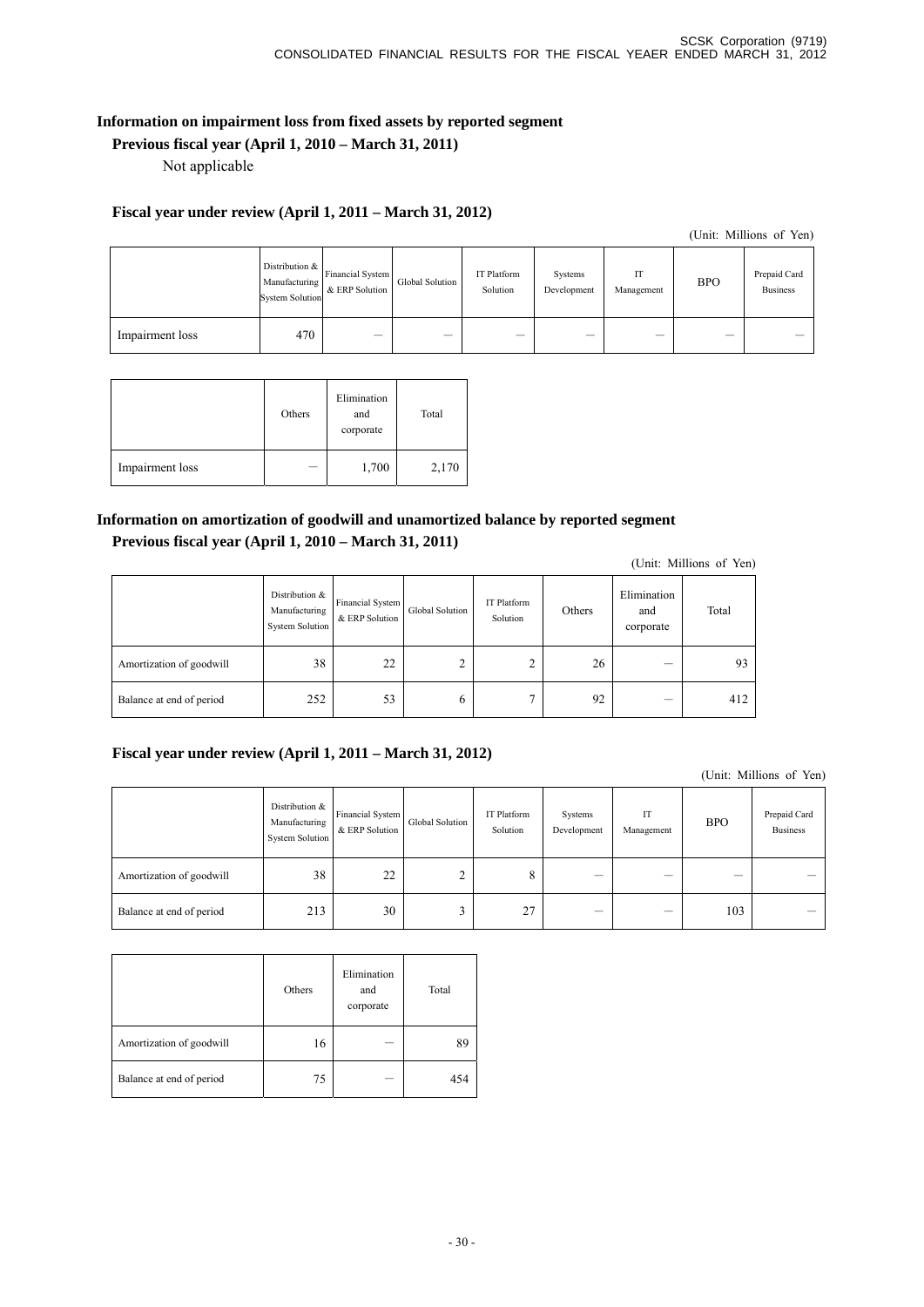**Information on impairment loss from fixed assets by reported segment**

**Previous fiscal year (April 1, 2010 – March 31, 2011)**

Not applicable

**Fiscal year under review (April 1, 2011 – March 31, 2012)**

(Unit: Millions of Yen)

| | Distribution & Manufacturing System Solution | Financial System & ERP Solution | Global Solution | IT Platform Solution | Systems Development | IT Management | BPO | Prepaid Card Business |
|---|---|---|---|---|---|---|---|---|
| Impairment loss | 470 | — | — | — | — | — | — | — |

| | Others | Elimination and corporate | Total |
|---|---|---|---|
| Impairment loss | — | 1,700 | 2,170 |

**Information on amortization of goodwill and unamortized balance by reported segment**

**Previous fiscal year (April 1, 2010 – March 31, 2011)**

(Unit: Millions of Yen)

| | Distribution & Manufacturing System Solution | Financial System & ERP Solution | Global Solution | IT Platform Solution | Others | Elimination and corporate | Total |
|---|---|---|---|---|---|---|---|
| Amortization of goodwill | 38 | 22 | 2 | 2 | 26 | — | 93 |
| Balance at end of period | 252 | 53 | 6 | 7 | 92 | — | 412 |

**Fiscal year under review (April 1, 2011 – March 31, 2012)**

(Unit: Millions of Yen)

| | Distribution & Manufacturing System Solution | Financial System & ERP Solution | Global Solution | IT Platform Solution | Systems Development | IT Management | BPO | Prepaid Card Business |
|---|---|---|---|---|---|---|---|---|
| Amortization of goodwill | 38 | 22 | 2 | 8 | — | — | — | — |
| Balance at end of period | 213 | 30 | 3 | 27 | — | — | 103 | — |

| | Others | Elimination and corporate | Total |
|---|---|---|---|
| Amortization of goodwill | 16 | — | 89 |
| Balance at end of period | 75 | — | 454 |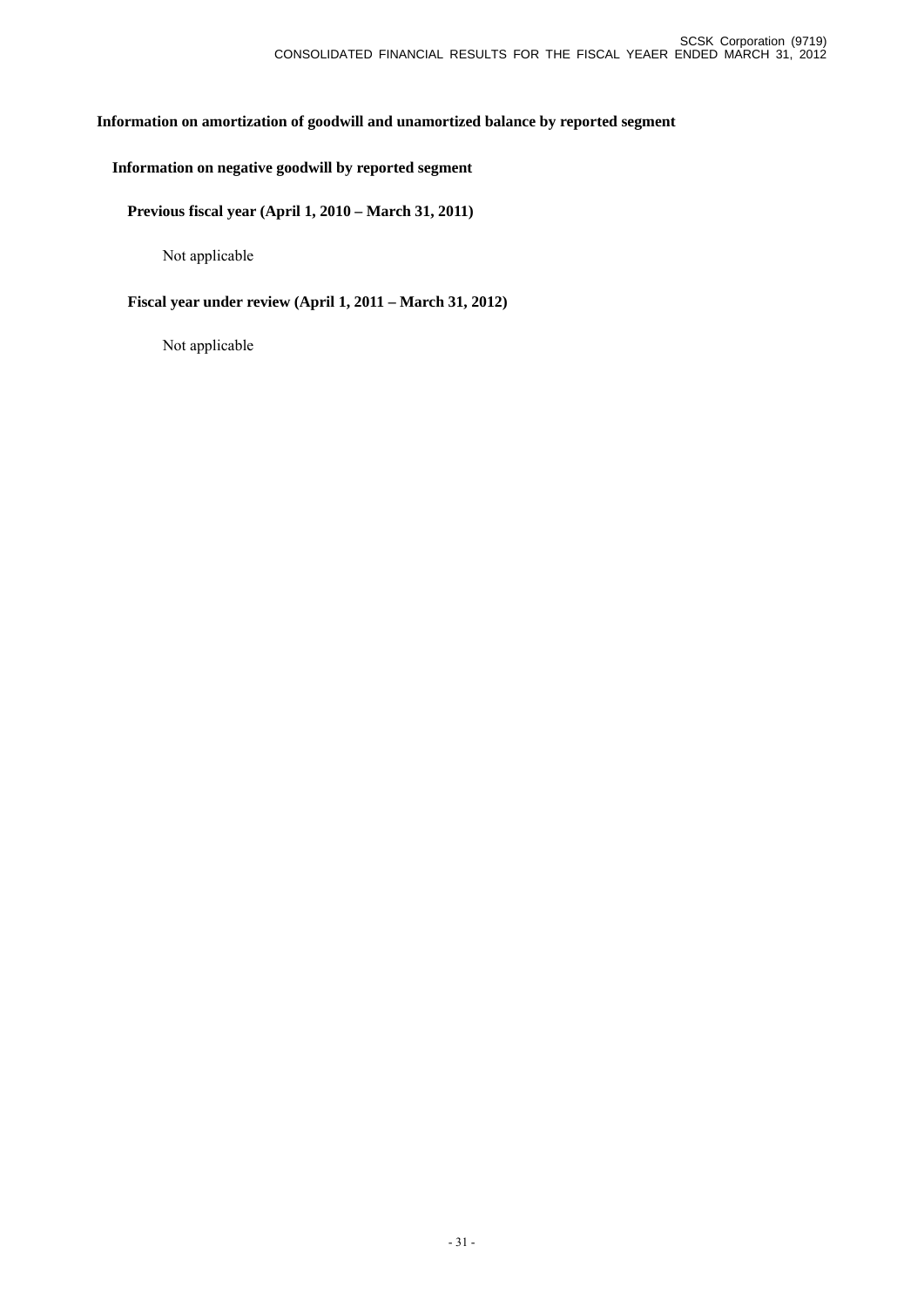## Information on amortization of goodwill and unamortized balance by reported segment

### Information on negative goodwill by reported segment

#### Previous fiscal year (April 1, 2010 – March 31, 2011)

Not applicable

#### Fiscal year under review (April 1, 2011 – March 31, 2012)

Not applicable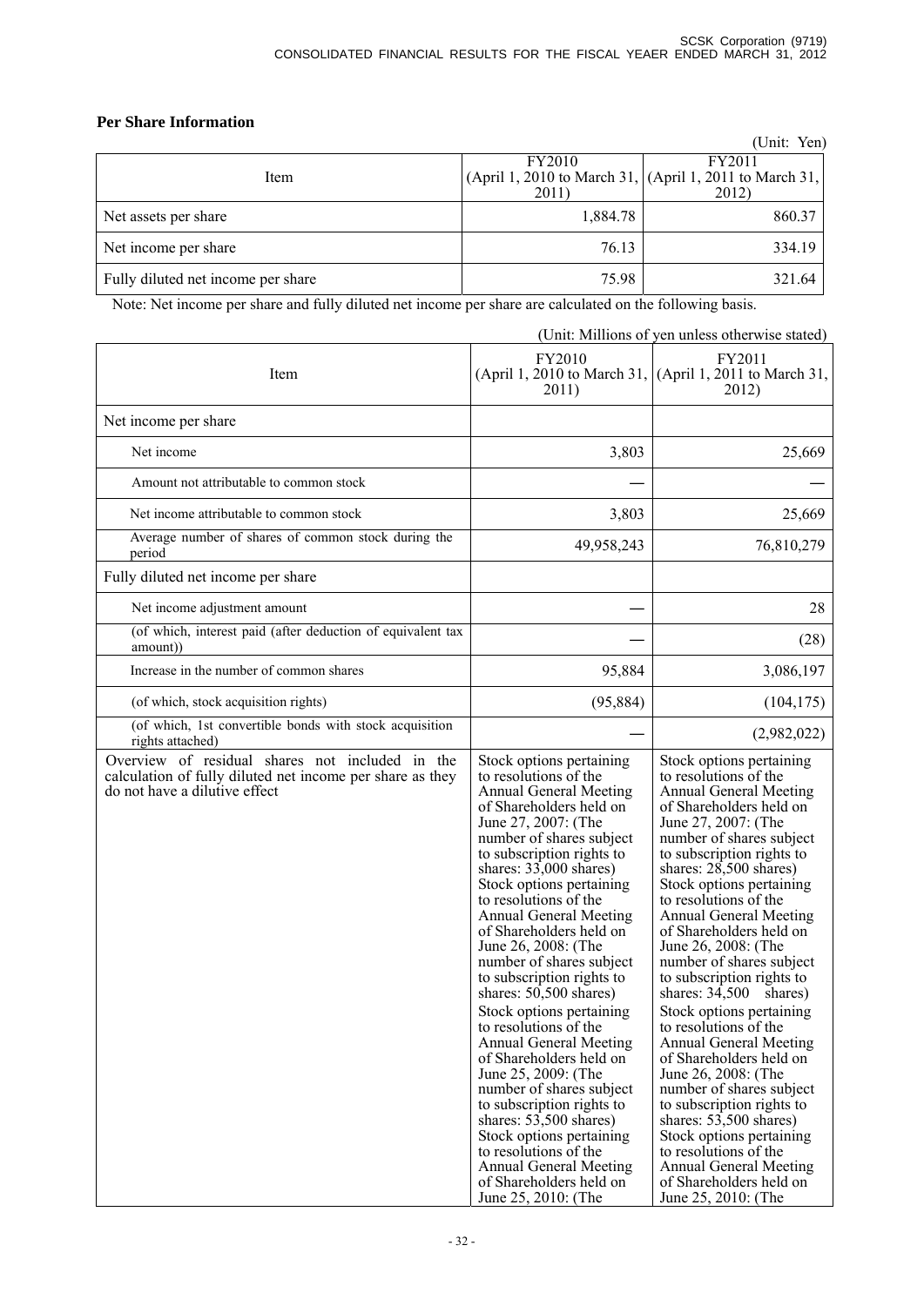**Per Share Information**

(Unit: Yen)

| Item | FY2010 (April 1, 2010 to March 31, 2011) | FY2011 (April 1, 2011 to March 31, 2012) |
|---|---|---|
| Net assets per share | 1,884.78 | 860.37 |
| Net income per share | 76.13 | 334.19 |
| Fully diluted net income per share | 75.98 | 321.64 |

Note: Net income per share and fully diluted net income per share are calculated on the following basis.

(Unit: Millions of yen unless otherwise stated)

| Item | FY2010 (April 1, 2010 to March 31, 2011) | FY2011 (April 1, 2011 to March 31, 2012) |
|---|---|---|
| Net income per share | | |
| Net income | 3,803 | 25,669 |
| Amount not attributable to common stock | — | — |
| Net income attributable to common stock | 3,803 | 25,669 |
| Average number of shares of common stock during the period | 49,958,243 | 76,810,279 |
| Fully diluted net income per share | | |
| Net income adjustment amount | — | 28 |
| (of which, interest paid (after deduction of equivalent tax amount)) | — | (28) |
| Increase in the number of common shares | 95,884 | 3,086,197 |
| (of which, stock acquisition rights) | (95,884) | (104,175) |
| (of which, 1st convertible bonds with stock acquisition rights attached) | — | (2,982,022) |
| Overview of residual shares not included in the calculation of fully diluted net income per share as they do not have a dilutive effect | Stock options pertaining to resolutions of the Annual General Meeting of Shareholders held on June 27, 2007: (The number of shares subject to subscription rights to shares: 33,000 shares) Stock options pertaining to resolutions of the Annual General Meeting of Shareholders held on June 26, 2008: (The number of shares subject to subscription rights to shares: 50,500 shares) Stock options pertaining to resolutions of the Annual General Meeting of Shareholders held on June 25, 2009: (The number of shares subject to subscription rights to shares: 53,500 shares) Stock options pertaining to resolutions of the Annual General Meeting of Shareholders held on June 25, 2010: (The | Stock options pertaining to resolutions of the Annual General Meeting of Shareholders held on June 27, 2007: (The number of shares subject to subscription rights to shares: 28,500 shares) Stock options pertaining to resolutions of the Annual General Meeting of Shareholders held on June 26, 2008: (The number of shares subject to subscription rights to shares: 34,500 shares) Stock options pertaining to resolutions of the Annual General Meeting of Shareholders held on June 26, 2008: (The number of shares subject to subscription rights to shares: 53,500 shares) Stock options pertaining to resolutions of the Annual General Meeting of Shareholders held on June 25, 2010: (The |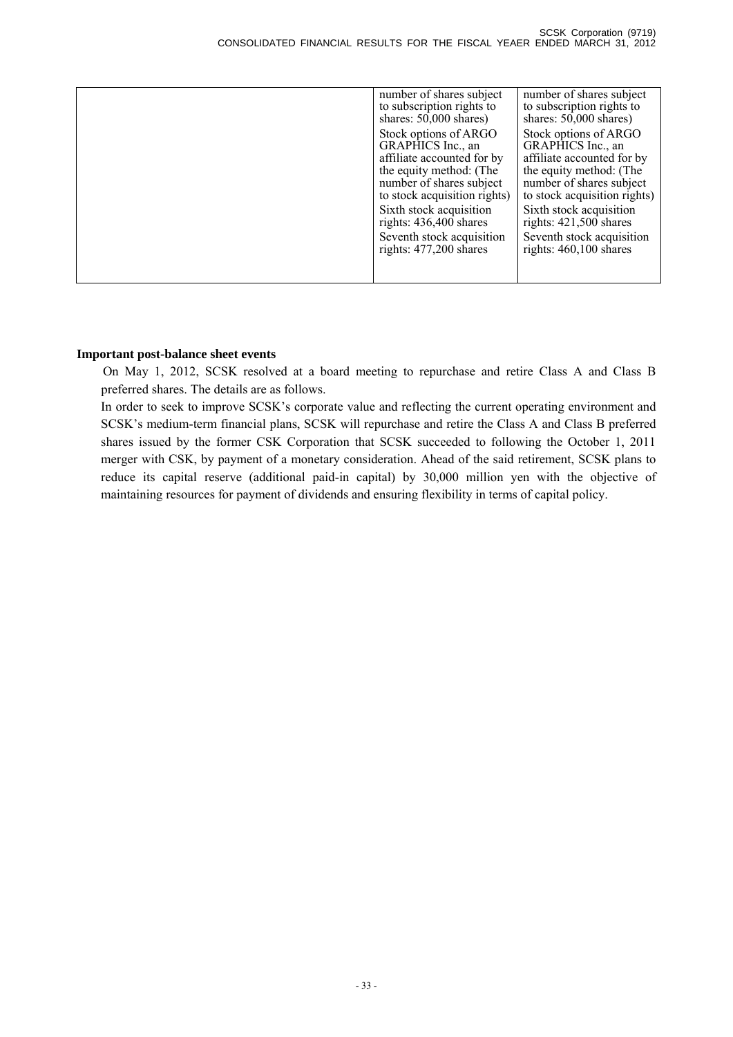| | | |
|---|---|---|
| | number of shares subject to subscription rights to shares: 50,000 shares)<br>Stock options of ARGO GRAPHICS Inc., an affiliate accounted for by the equity method: (The number of shares subject to stock acquisition rights)<br>Sixth stock acquisition rights: 436,400 shares<br>Seventh stock acquisition rights: 477,200 shares | number of shares subject to subscription rights to shares: 50,000 shares)<br>Stock options of ARGO GRAPHICS Inc., an affiliate accounted for by the equity method: (The number of shares subject to stock acquisition rights)<br>Sixth stock acquisition rights: 421,500 shares<br>Seventh stock acquisition rights: 460,100 shares |

**Important post-balance sheet events**

On May 1, 2012, SCSK resolved at a board meeting to repurchase and retire Class A and Class B preferred shares. The details are as follows.

In order to seek to improve SCSK's corporate value and reflecting the current operating environment and SCSK's medium-term financial plans, SCSK will repurchase and retire the Class A and Class B preferred shares issued by the former CSK Corporation that SCSK succeeded to following the October 1, 2011 merger with CSK, by payment of a monetary consideration. Ahead of the said retirement, SCSK plans to reduce its capital reserve (additional paid-in capital) by 30,000 million yen with the objective of maintaining resources for payment of dividends and ensuring flexibility in terms of capital policy.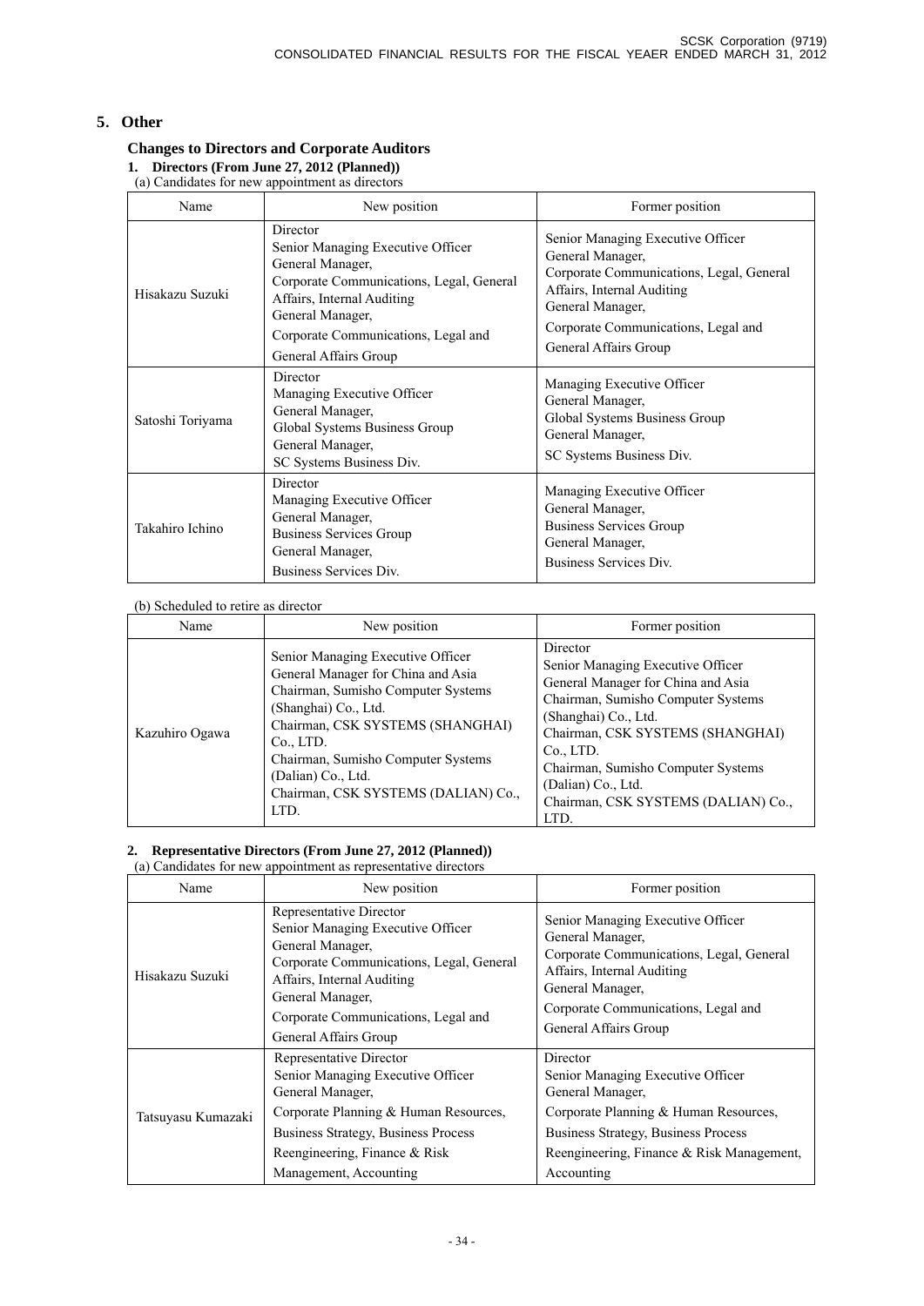## 5. Other

### Changes to Directors and Corporate Auditors

**1. Directors (From June 27, 2012 (Planned))**

(a) Candidates for new appointment as directors

| Name | New position | Former position |
|---|---|---|
| Hisakazu Suzuki | Director<br>Senior Managing Executive Officer<br>General Manager,<br>Corporate Communications, Legal, General Affairs, Internal Auditing<br>General Manager,<br>Corporate Communications, Legal and General Affairs Group | Senior Managing Executive Officer<br>General Manager,<br>Corporate Communications, Legal, General Affairs, Internal Auditing<br>General Manager,<br>Corporate Communications, Legal and General Affairs Group |
| Satoshi Toriyama | Director<br>Managing Executive Officer<br>General Manager,<br>Global Systems Business Group<br>General Manager,<br>SC Systems Business Div. | Managing Executive Officer<br>General Manager,<br>Global Systems Business Group<br>General Manager,<br>SC Systems Business Div. |
| Takahiro Ichino | Director<br>Managing Executive Officer<br>General Manager,<br>Business Services Group<br>General Manager,<br>Business Services Div. | Managing Executive Officer<br>General Manager,<br>Business Services Group<br>General Manager,<br>Business Services Div. |

(b) Scheduled to retire as director

| Name | New position | Former position |
|---|---|---|
| Kazuhiro Ogawa | Senior Managing Executive Officer<br>General Manager for China and Asia<br>Chairman, Sumisho Computer Systems (Shanghai) Co., Ltd.<br>Chairman, CSK SYSTEMS (SHANGHAI) Co., LTD.<br>Chairman, Sumisho Computer Systems (Dalian) Co., Ltd.<br>Chairman, CSK SYSTEMS (DALIAN) Co., LTD. | Director<br>Senior Managing Executive Officer<br>General Manager for China and Asia<br>Chairman, Sumisho Computer Systems (Shanghai) Co., Ltd.<br>Chairman, CSK SYSTEMS (SHANGHAI) Co., LTD.<br>Chairman, Sumisho Computer Systems (Dalian) Co., Ltd.<br>Chairman, CSK SYSTEMS (DALIAN) Co., LTD. |

**2. Representative Directors (From June 27, 2012 (Planned))**

(a) Candidates for new appointment as representative directors

| Name | New position | Former position |
|---|---|---|
| Hisakazu Suzuki | Representative Director<br>Senior Managing Executive Officer<br>General Manager,<br>Corporate Communications, Legal, General Affairs, Internal Auditing<br>General Manager,<br>Corporate Communications, Legal and General Affairs Group | Senior Managing Executive Officer<br>General Manager,<br>Corporate Communications, Legal, General Affairs, Internal Auditing<br>General Manager,<br>Corporate Communications, Legal and General Affairs Group |
| Tatsuyasu Kumazaki | Representative Director<br>Senior Managing Executive Officer<br>General Manager,<br>Corporate Planning & Human Resources, Business Strategy, Business Process Reengineering, Finance & Risk Management, Accounting | Director<br>Senior Managing Executive Officer<br>General Manager,<br>Corporate Planning & Human Resources, Business Strategy, Business Process Reengineering, Finance & Risk Management, Accounting |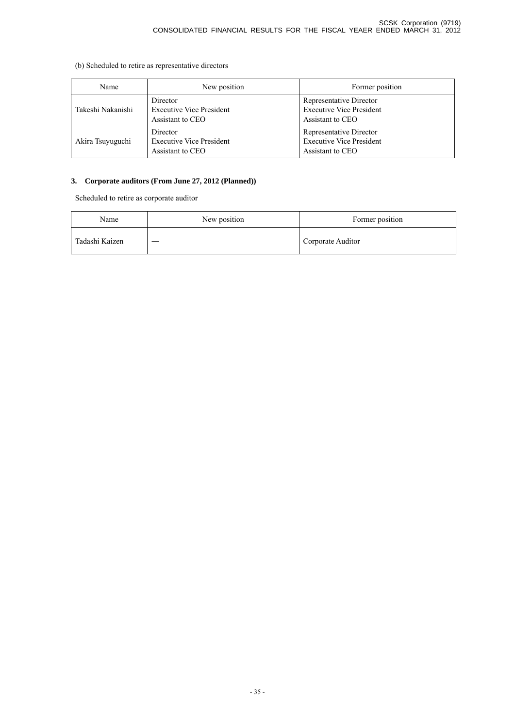(b) Scheduled to retire as representative directors

| Name | New position | Former position |
|---|---|---|
| Takeshi Nakanishi | Director<br>Executive Vice President<br>Assistant to CEO | Representative Director<br>Executive Vice President<br>Assistant to CEO |
| Akira Tsuyuguchi | Director<br>Executive Vice President<br>Assistant to CEO | Representative Director<br>Executive Vice President<br>Assistant to CEO |

### 3. Corporate auditors (From June 27, 2012 (Planned))

Scheduled to retire as corporate auditor

| Name | New position | Former position |
|---|---|---|
| Tadashi Kaizen | — | Corporate Auditor |